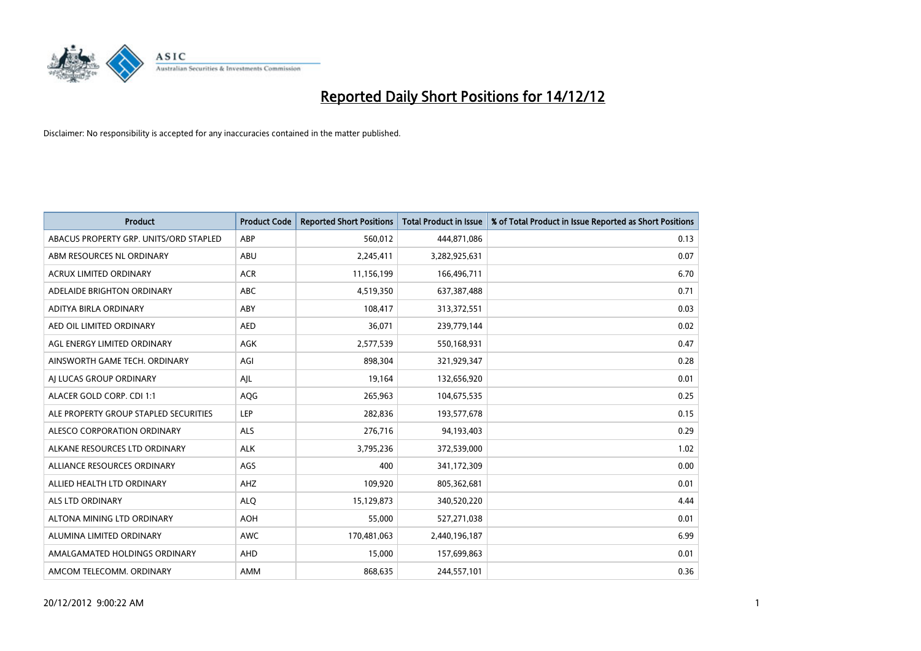# Reported Daily Short Positions for 14/12/12

Disclaimer: No responsibility is accepted for any inaccuracies contained in the matter published.

| Product | Product Code | Reported Short Positions | Total Product in Issue | % of Total Product in Issue Reported as Short Positions |
|---|---|---|---|---|
| ABACUS PROPERTY GRP. UNITS/ORD STAPLED | ABP | 560,012 | 444,871,086 | 0.13 |
| ABM RESOURCES NL ORDINARY | ABU | 2,245,411 | 3,282,925,631 | 0.07 |
| ACRUX LIMITED ORDINARY | ACR | 11,156,199 | 166,496,711 | 6.70 |
| ADELAIDE BRIGHTON ORDINARY | ABC | 4,519,350 | 637,387,488 | 0.71 |
| ADITYA BIRLA ORDINARY | ABY | 108,417 | 313,372,551 | 0.03 |
| AED OIL LIMITED ORDINARY | AED | 36,071 | 239,779,144 | 0.02 |
| AGL ENERGY LIMITED ORDINARY | AGK | 2,577,539 | 550,168,931 | 0.47 |
| AINSWORTH GAME TECH. ORDINARY | AGI | 898,304 | 321,929,347 | 0.28 |
| AJ LUCAS GROUP ORDINARY | AJL | 19,164 | 132,656,920 | 0.01 |
| ALACER GOLD CORP. CDI 1:1 | AQG | 265,963 | 104,675,535 | 0.25 |
| ALE PROPERTY GROUP STAPLED SECURITIES | LEP | 282,836 | 193,577,678 | 0.15 |
| ALESCO CORPORATION ORDINARY | ALS | 276,716 | 94,193,403 | 0.29 |
| ALKANE RESOURCES LTD ORDINARY | ALK | 3,795,236 | 372,539,000 | 1.02 |
| ALLIANCE RESOURCES ORDINARY | AGS | 400 | 341,172,309 | 0.00 |
| ALLIED HEALTH LTD ORDINARY | AHZ | 109,920 | 805,362,681 | 0.01 |
| ALS LTD ORDINARY | ALQ | 15,129,873 | 340,520,220 | 4.44 |
| ALTONA MINING LTD ORDINARY | AOH | 55,000 | 527,271,038 | 0.01 |
| ALUMINA LIMITED ORDINARY | AWC | 170,481,063 | 2,440,196,187 | 6.99 |
| AMALGAMATED HOLDINGS ORDINARY | AHD | 15,000 | 157,699,863 | 0.01 |
| AMCOM TELECOMM. ORDINARY | AMM | 868,635 | 244,557,101 | 0.36 |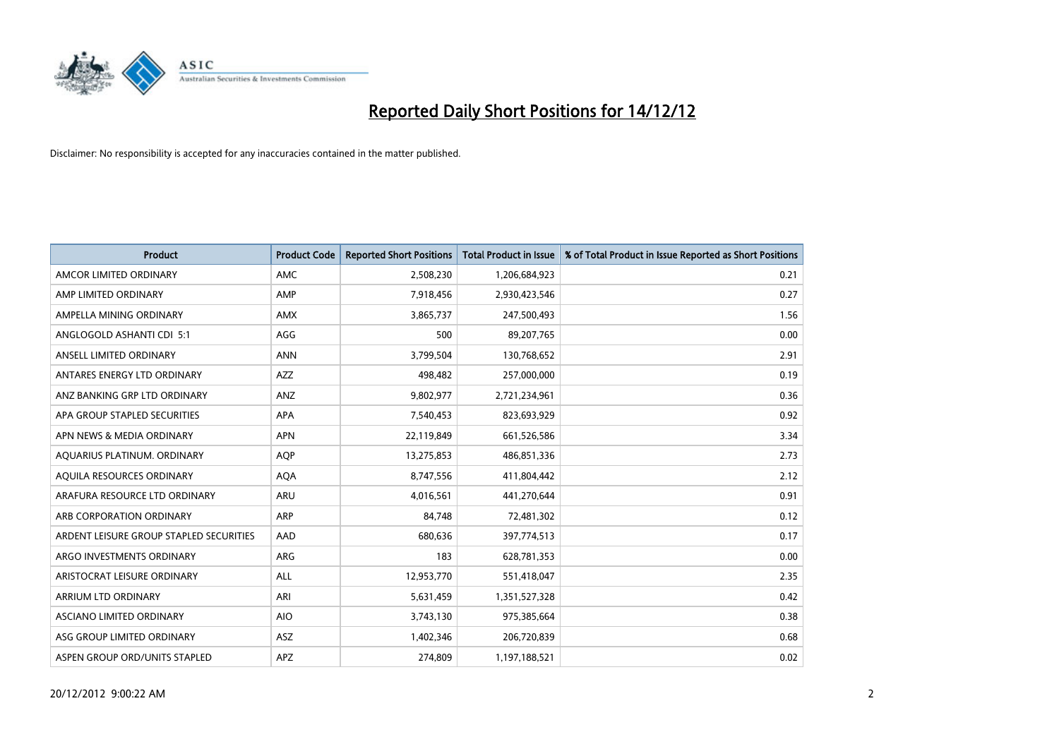# Reported Daily Short Positions for 14/12/12

Disclaimer: No responsibility is accepted for any inaccuracies contained in the matter published.

| Product | Product Code | Reported Short Positions | Total Product in Issue | % of Total Product in Issue Reported as Short Positions |
|---|---|---|---|---|
| AMCOR LIMITED ORDINARY | AMC | 2,508,230 | 1,206,684,923 | 0.21 |
| AMP LIMITED ORDINARY | AMP | 7,918,456 | 2,930,423,546 | 0.27 |
| AMPELLA MINING ORDINARY | AMX | 3,865,737 | 247,500,493 | 1.56 |
| ANGLOGOLD ASHANTI CDI 5:1 | AGG | 500 | 89,207,765 | 0.00 |
| ANSELL LIMITED ORDINARY | ANN | 3,799,504 | 130,768,652 | 2.91 |
| ANTARES ENERGY LTD ORDINARY | AZZ | 498,482 | 257,000,000 | 0.19 |
| ANZ BANKING GRP LTD ORDINARY | ANZ | 9,802,977 | 2,721,234,961 | 0.36 |
| APA GROUP STAPLED SECURITIES | APA | 7,540,453 | 823,693,929 | 0.92 |
| APN NEWS & MEDIA ORDINARY | APN | 22,119,849 | 661,526,586 | 3.34 |
| AQUARIUS PLATINUM. ORDINARY | AQP | 13,275,853 | 486,851,336 | 2.73 |
| AQUILA RESOURCES ORDINARY | AQA | 8,747,556 | 411,804,442 | 2.12 |
| ARAFURA RESOURCE LTD ORDINARY | ARU | 4,016,561 | 441,270,644 | 0.91 |
| ARB CORPORATION ORDINARY | ARP | 84,748 | 72,481,302 | 0.12 |
| ARDENT LEISURE GROUP STAPLED SECURITIES | AAD | 680,636 | 397,774,513 | 0.17 |
| ARGO INVESTMENTS ORDINARY | ARG | 183 | 628,781,353 | 0.00 |
| ARISTOCRAT LEISURE ORDINARY | ALL | 12,953,770 | 551,418,047 | 2.35 |
| ARRIUM LTD ORDINARY | ARI | 5,631,459 | 1,351,527,328 | 0.42 |
| ASCIANO LIMITED ORDINARY | AIO | 3,743,130 | 975,385,664 | 0.38 |
| ASG GROUP LIMITED ORDINARY | ASZ | 1,402,346 | 206,720,839 | 0.68 |
| ASPEN GROUP ORD/UNITS STAPLED | APZ | 274,809 | 1,197,188,521 | 0.02 |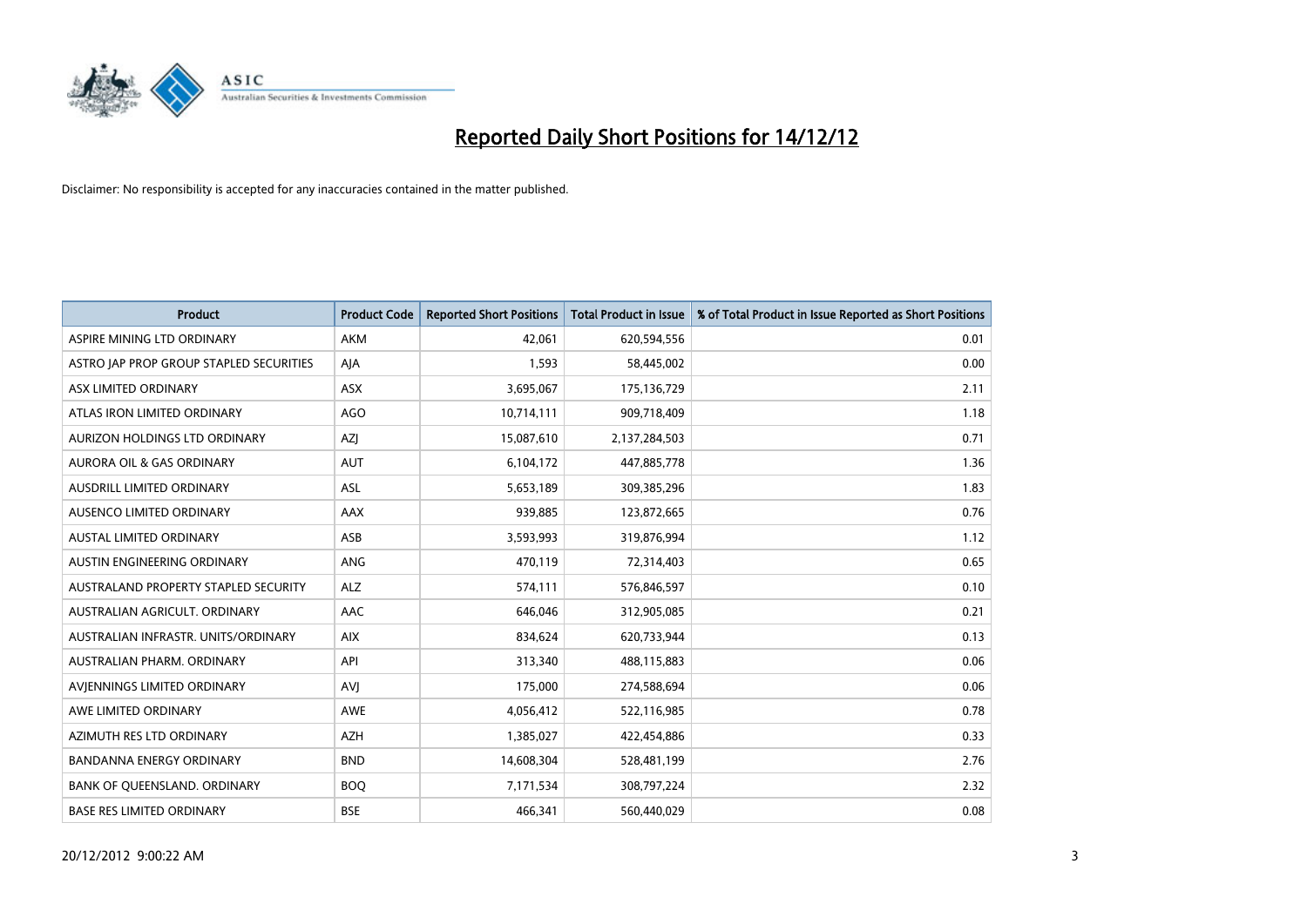# Reported Daily Short Positions for 14/12/12

Disclaimer: No responsibility is accepted for any inaccuracies contained in the matter published.

| Product | Product Code | Reported Short Positions | Total Product in Issue | % of Total Product in Issue Reported as Short Positions |
|---|---|---|---|---|
| ASPIRE MINING LTD ORDINARY | AKM | 42,061 | 620,594,556 | 0.01 |
| ASTRO JAP PROP GROUP STAPLED SECURITIES | AJA | 1,593 | 58,445,002 | 0.00 |
| ASX LIMITED ORDINARY | ASX | 3,695,067 | 175,136,729 | 2.11 |
| ATLAS IRON LIMITED ORDINARY | AGO | 10,714,111 | 909,718,409 | 1.18 |
| AURIZON HOLDINGS LTD ORDINARY | AZJ | 15,087,610 | 2,137,284,503 | 0.71 |
| AURORA OIL & GAS ORDINARY | AUT | 6,104,172 | 447,885,778 | 1.36 |
| AUSDRILL LIMITED ORDINARY | ASL | 5,653,189 | 309,385,296 | 1.83 |
| AUSENCO LIMITED ORDINARY | AAX | 939,885 | 123,872,665 | 0.76 |
| AUSTAL LIMITED ORDINARY | ASB | 3,593,993 | 319,876,994 | 1.12 |
| AUSTIN ENGINEERING ORDINARY | ANG | 470,119 | 72,314,403 | 0.65 |
| AUSTRALAND PROPERTY STAPLED SECURITY | ALZ | 574,111 | 576,846,597 | 0.10 |
| AUSTRALIAN AGRICULT. ORDINARY | AAC | 646,046 | 312,905,085 | 0.21 |
| AUSTRALIAN INFRASTR. UNITS/ORDINARY | AIX | 834,624 | 620,733,944 | 0.13 |
| AUSTRALIAN PHARM. ORDINARY | API | 313,340 | 488,115,883 | 0.06 |
| AVJENNINGS LIMITED ORDINARY | AVJ | 175,000 | 274,588,694 | 0.06 |
| AWE LIMITED ORDINARY | AWE | 4,056,412 | 522,116,985 | 0.78 |
| AZIMUTH RES LTD ORDINARY | AZH | 1,385,027 | 422,454,886 | 0.33 |
| BANDANNA ENERGY ORDINARY | BND | 14,608,304 | 528,481,199 | 2.76 |
| BANK OF QUEENSLAND. ORDINARY | BOQ | 7,171,534 | 308,797,224 | 2.32 |
| BASE RES LIMITED ORDINARY | BSE | 466,341 | 560,440,029 | 0.08 |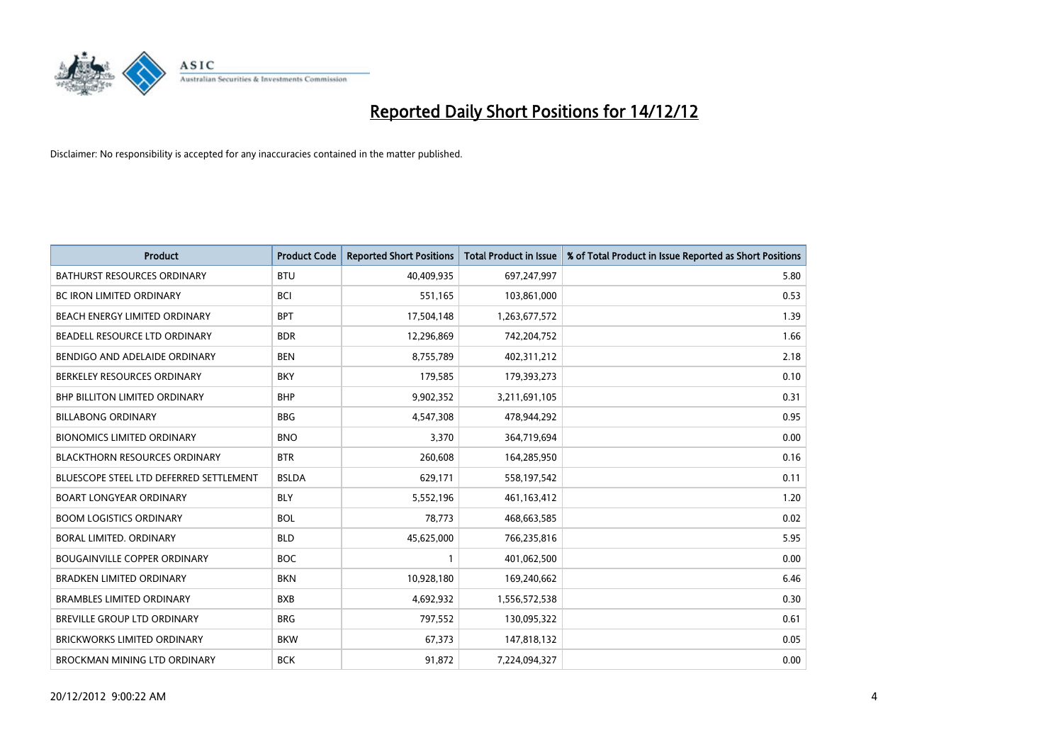# Reported Daily Short Positions for 14/12/12

Disclaimer: No responsibility is accepted for any inaccuracies contained in the matter published.

| Product | Product Code | Reported Short Positions | Total Product in Issue | % of Total Product in Issue Reported as Short Positions |
|---|---|---|---|---|
| BATHURST RESOURCES ORDINARY | BTU | 40,409,935 | 697,247,997 | 5.80 |
| BC IRON LIMITED ORDINARY | BCI | 551,165 | 103,861,000 | 0.53 |
| BEACH ENERGY LIMITED ORDINARY | BPT | 17,504,148 | 1,263,677,572 | 1.39 |
| BEADELL RESOURCE LTD ORDINARY | BDR | 12,296,869 | 742,204,752 | 1.66 |
| BENDIGO AND ADELAIDE ORDINARY | BEN | 8,755,789 | 402,311,212 | 2.18 |
| BERKELEY RESOURCES ORDINARY | BKY | 179,585 | 179,393,273 | 0.10 |
| BHP BILLITON LIMITED ORDINARY | BHP | 9,902,352 | 3,211,691,105 | 0.31 |
| BILLABONG ORDINARY | BBG | 4,547,308 | 478,944,292 | 0.95 |
| BIONOMICS LIMITED ORDINARY | BNO | 3,370 | 364,719,694 | 0.00 |
| BLACKTHORN RESOURCES ORDINARY | BTR | 260,608 | 164,285,950 | 0.16 |
| BLUESCOPE STEEL LTD DEFERRED SETTLEMENT | BSLDA | 629,171 | 558,197,542 | 0.11 |
| BOART LONGYEAR ORDINARY | BLY | 5,552,196 | 461,163,412 | 1.20 |
| BOOM LOGISTICS ORDINARY | BOL | 78,773 | 468,663,585 | 0.02 |
| BORAL LIMITED. ORDINARY | BLD | 45,625,000 | 766,235,816 | 5.95 |
| BOUGAINVILLE COPPER ORDINARY | BOC | 1 | 401,062,500 | 0.00 |
| BRADKEN LIMITED ORDINARY | BKN | 10,928,180 | 169,240,662 | 6.46 |
| BRAMBLES LIMITED ORDINARY | BXB | 4,692,932 | 1,556,572,538 | 0.30 |
| BREVILLE GROUP LTD ORDINARY | BRG | 797,552 | 130,095,322 | 0.61 |
| BRICKWORKS LIMITED ORDINARY | BKW | 67,373 | 147,818,132 | 0.05 |
| BROCKMAN MINING LTD ORDINARY | BCK | 91,872 | 7,224,094,327 | 0.00 |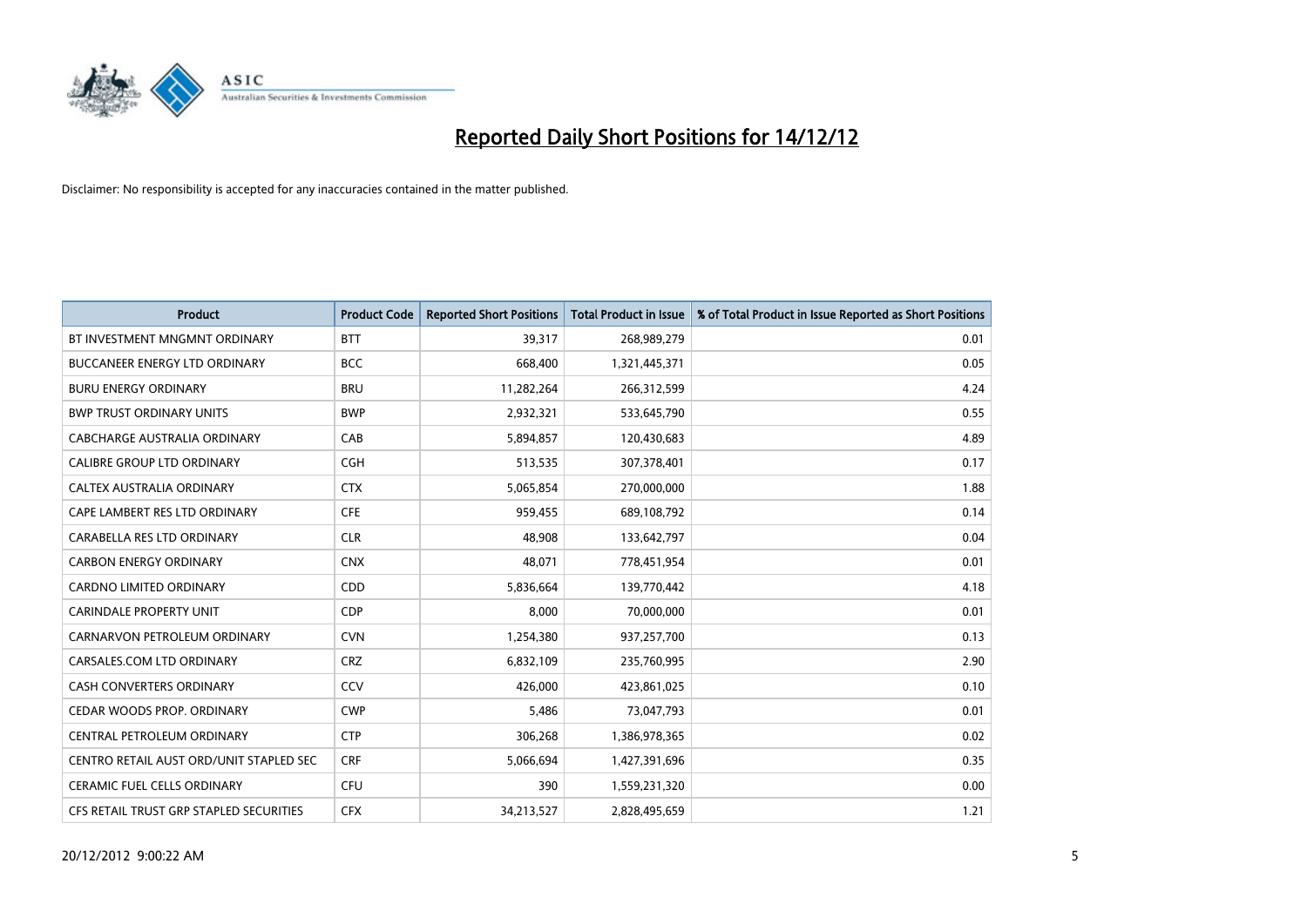# Reported Daily Short Positions for 14/12/12

Disclaimer: No responsibility is accepted for any inaccuracies contained in the matter published.

| Product | Product Code | Reported Short Positions | Total Product in Issue | % of Total Product in Issue Reported as Short Positions |
|---|---|---|---|---|
| BT INVESTMENT MNGMNT ORDINARY | BTT | 39,317 | 268,989,279 | 0.01 |
| BUCCANEER ENERGY LTD ORDINARY | BCC | 668,400 | 1,321,445,371 | 0.05 |
| BURU ENERGY ORDINARY | BRU | 11,282,264 | 266,312,599 | 4.24 |
| BWP TRUST ORDINARY UNITS | BWP | 2,932,321 | 533,645,790 | 0.55 |
| CABCHARGE AUSTRALIA ORDINARY | CAB | 5,894,857 | 120,430,683 | 4.89 |
| CALIBRE GROUP LTD ORDINARY | CGH | 513,535 | 307,378,401 | 0.17 |
| CALTEX AUSTRALIA ORDINARY | CTX | 5,065,854 | 270,000,000 | 1.88 |
| CAPE LAMBERT RES LTD ORDINARY | CFE | 959,455 | 689,108,792 | 0.14 |
| CARABELLA RES LTD ORDINARY | CLR | 48,908 | 133,642,797 | 0.04 |
| CARBON ENERGY ORDINARY | CNX | 48,071 | 778,451,954 | 0.01 |
| CARDNO LIMITED ORDINARY | CDD | 5,836,664 | 139,770,442 | 4.18 |
| CARINDALE PROPERTY UNIT | CDP | 8,000 | 70,000,000 | 0.01 |
| CARNARVON PETROLEUM ORDINARY | CVN | 1,254,380 | 937,257,700 | 0.13 |
| CARSALES.COM LTD ORDINARY | CRZ | 6,832,109 | 235,760,995 | 2.90 |
| CASH CONVERTERS ORDINARY | CCV | 426,000 | 423,861,025 | 0.10 |
| CEDAR WOODS PROP. ORDINARY | CWP | 5,486 | 73,047,793 | 0.01 |
| CENTRAL PETROLEUM ORDINARY | CTP | 306,268 | 1,386,978,365 | 0.02 |
| CENTRO RETAIL AUST ORD/UNIT STAPLED SEC | CRF | 5,066,694 | 1,427,391,696 | 0.35 |
| CERAMIC FUEL CELLS ORDINARY | CFU | 390 | 1,559,231,320 | 0.00 |
| CFS RETAIL TRUST GRP STAPLED SECURITIES | CFX | 34,213,527 | 2,828,495,659 | 1.21 |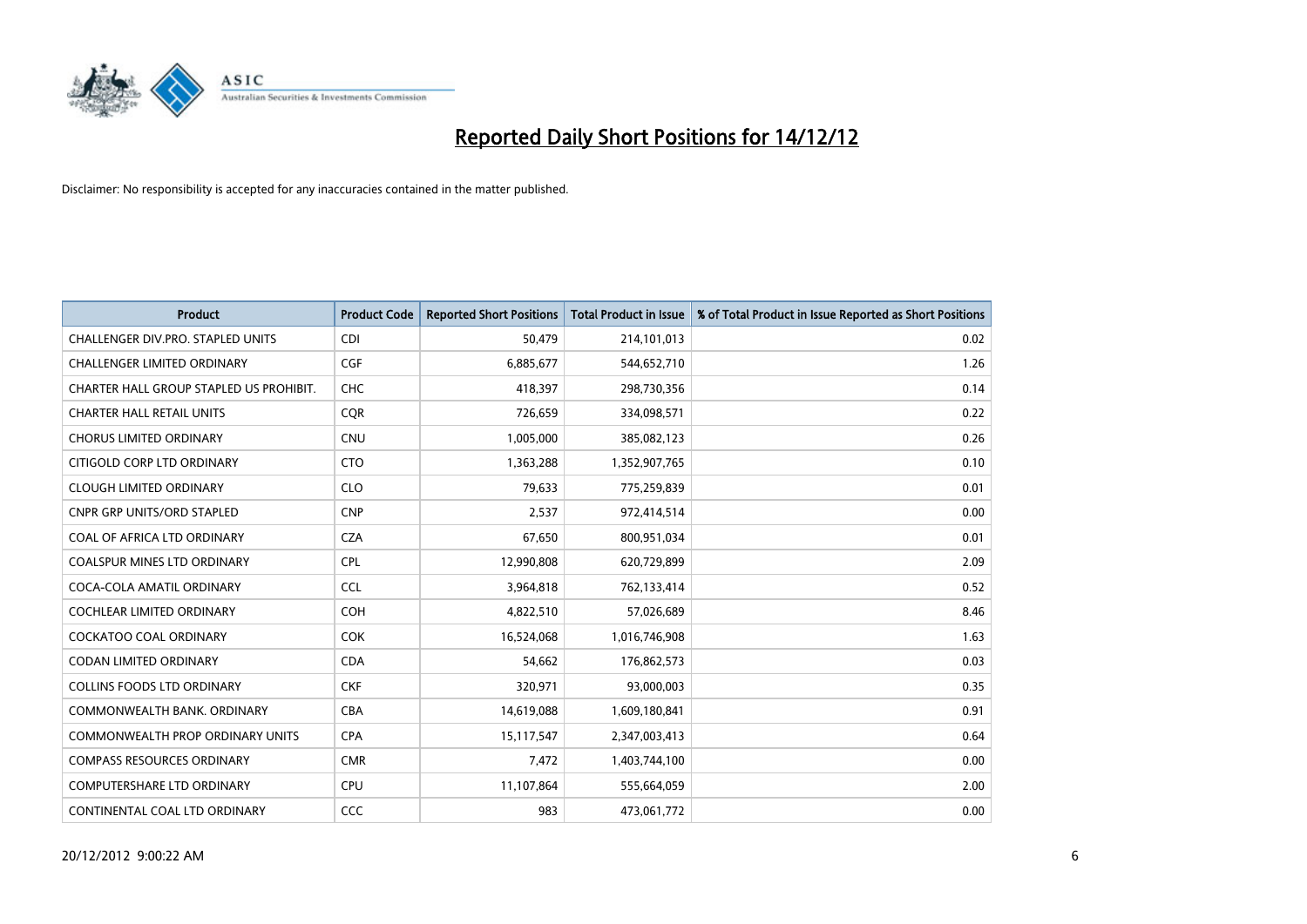# Reported Daily Short Positions for 14/12/12

Disclaimer: No responsibility is accepted for any inaccuracies contained in the matter published.

| Product | Product Code | Reported Short Positions | Total Product in Issue | % of Total Product in Issue Reported as Short Positions |
|---|---|---|---|---|
| CHALLENGER DIV.PRO. STAPLED UNITS | CDI | 50,479 | 214,101,013 | 0.02 |
| CHALLENGER LIMITED ORDINARY | CGF | 6,885,677 | 544,652,710 | 1.26 |
| CHARTER HALL GROUP STAPLED US PROHIBIT. | CHC | 418,397 | 298,730,356 | 0.14 |
| CHARTER HALL RETAIL UNITS | CQR | 726,659 | 334,098,571 | 0.22 |
| CHORUS LIMITED ORDINARY | CNU | 1,005,000 | 385,082,123 | 0.26 |
| CITIGOLD CORP LTD ORDINARY | CTO | 1,363,288 | 1,352,907,765 | 0.10 |
| CLOUGH LIMITED ORDINARY | CLO | 79,633 | 775,259,839 | 0.01 |
| CNPR GRP UNITS/ORD STAPLED | CNP | 2,537 | 972,414,514 | 0.00 |
| COAL OF AFRICA LTD ORDINARY | CZA | 67,650 | 800,951,034 | 0.01 |
| COALSPUR MINES LTD ORDINARY | CPL | 12,990,808 | 620,729,899 | 2.09 |
| COCA-COLA AMATIL ORDINARY | CCL | 3,964,818 | 762,133,414 | 0.52 |
| COCHLEAR LIMITED ORDINARY | COH | 4,822,510 | 57,026,689 | 8.46 |
| COCKATOO COAL ORDINARY | COK | 16,524,068 | 1,016,746,908 | 1.63 |
| CODAN LIMITED ORDINARY | CDA | 54,662 | 176,862,573 | 0.03 |
| COLLINS FOODS LTD ORDINARY | CKF | 320,971 | 93,000,003 | 0.35 |
| COMMONWEALTH BANK. ORDINARY | CBA | 14,619,088 | 1,609,180,841 | 0.91 |
| COMMONWEALTH PROP ORDINARY UNITS | CPA | 15,117,547 | 2,347,003,413 | 0.64 |
| COMPASS RESOURCES ORDINARY | CMR | 7,472 | 1,403,744,100 | 0.00 |
| COMPUTERSHARE LTD ORDINARY | CPU | 11,107,864 | 555,664,059 | 2.00 |
| CONTINENTAL COAL LTD ORDINARY | CCC | 983 | 473,061,772 | 0.00 |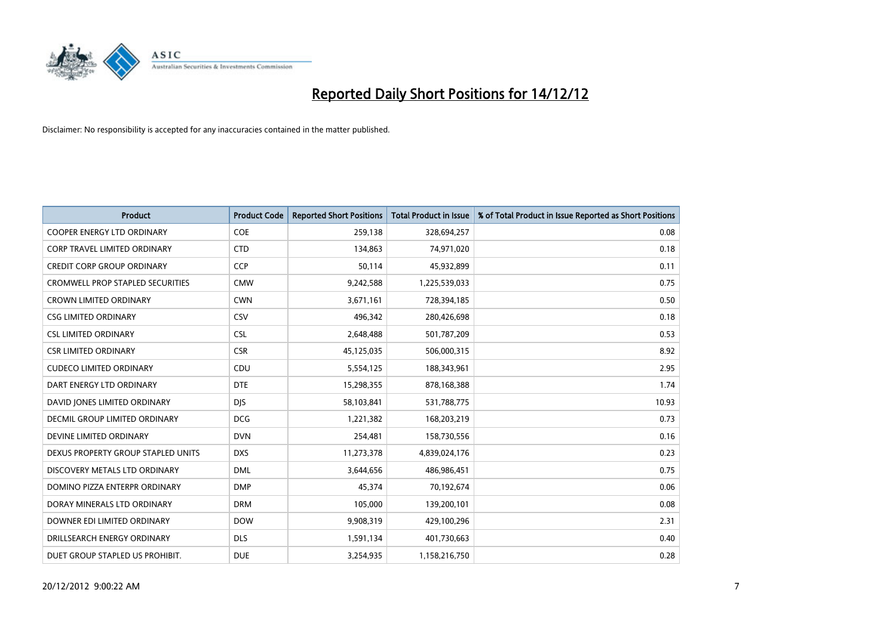# Reported Daily Short Positions for 14/12/12

Disclaimer: No responsibility is accepted for any inaccuracies contained in the matter published.

| Product | Product Code | Reported Short Positions | Total Product in Issue | % of Total Product in Issue Reported as Short Positions |
|---|---|---|---|---|
| COOPER ENERGY LTD ORDINARY | COE | 259,138 | 328,694,257 | 0.08 |
| CORP TRAVEL LIMITED ORDINARY | CTD | 134,863 | 74,971,020 | 0.18 |
| CREDIT CORP GROUP ORDINARY | CCP | 50,114 | 45,932,899 | 0.11 |
| CROMWELL PROP STAPLED SECURITIES | CMW | 9,242,588 | 1,225,539,033 | 0.75 |
| CROWN LIMITED ORDINARY | CWN | 3,671,161 | 728,394,185 | 0.50 |
| CSG LIMITED ORDINARY | CSV | 496,342 | 280,426,698 | 0.18 |
| CSL LIMITED ORDINARY | CSL | 2,648,488 | 501,787,209 | 0.53 |
| CSR LIMITED ORDINARY | CSR | 45,125,035 | 506,000,315 | 8.92 |
| CUDECO LIMITED ORDINARY | CDU | 5,554,125 | 188,343,961 | 2.95 |
| DART ENERGY LTD ORDINARY | DTE | 15,298,355 | 878,168,388 | 1.74 |
| DAVID JONES LIMITED ORDINARY | DJS | 58,103,841 | 531,788,775 | 10.93 |
| DECMIL GROUP LIMITED ORDINARY | DCG | 1,221,382 | 168,203,219 | 0.73 |
| DEVINE LIMITED ORDINARY | DVN | 254,481 | 158,730,556 | 0.16 |
| DEXUS PROPERTY GROUP STAPLED UNITS | DXS | 11,273,378 | 4,839,024,176 | 0.23 |
| DISCOVERY METALS LTD ORDINARY | DML | 3,644,656 | 486,986,451 | 0.75 |
| DOMINO PIZZA ENTERPR ORDINARY | DMP | 45,374 | 70,192,674 | 0.06 |
| DORAY MINERALS LTD ORDINARY | DRM | 105,000 | 139,200,101 | 0.08 |
| DOWNER EDI LIMITED ORDINARY | DOW | 9,908,319 | 429,100,296 | 2.31 |
| DRILLSEARCH ENERGY ORDINARY | DLS | 1,591,134 | 401,730,663 | 0.40 |
| DUET GROUP STAPLED US PROHIBIT. | DUE | 3,254,935 | 1,158,216,750 | 0.28 |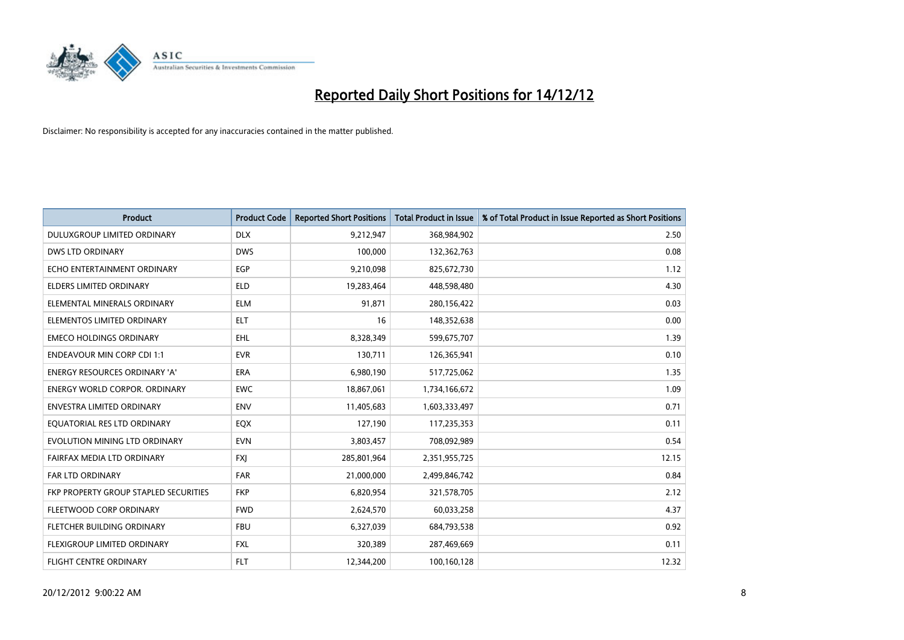# Reported Daily Short Positions for 14/12/12

Disclaimer: No responsibility is accepted for any inaccuracies contained in the matter published.

| Product | Product Code | Reported Short Positions | Total Product in Issue | % of Total Product in Issue Reported as Short Positions |
|---|---|---|---|---|
| DULUXGROUP LIMITED ORDINARY | DLX | 9,212,947 | 368,984,902 | 2.50 |
| DWS LTD ORDINARY | DWS | 100,000 | 132,362,763 | 0.08 |
| ECHO ENTERTAINMENT ORDINARY | EGP | 9,210,098 | 825,672,730 | 1.12 |
| ELDERS LIMITED ORDINARY | ELD | 19,283,464 | 448,598,480 | 4.30 |
| ELEMENTAL MINERALS ORDINARY | ELM | 91,871 | 280,156,422 | 0.03 |
| ELEMENTOS LIMITED ORDINARY | ELT | 16 | 148,352,638 | 0.00 |
| EMECO HOLDINGS ORDINARY | EHL | 8,328,349 | 599,675,707 | 1.39 |
| ENDEAVOUR MIN CORP CDI 1:1 | EVR | 130,711 | 126,365,941 | 0.10 |
| ENERGY RESOURCES ORDINARY 'A' | ERA | 6,980,190 | 517,725,062 | 1.35 |
| ENERGY WORLD CORPOR. ORDINARY | EWC | 18,867,061 | 1,734,166,672 | 1.09 |
| ENVESTRA LIMITED ORDINARY | ENV | 11,405,683 | 1,603,333,497 | 0.71 |
| EQUATORIAL RES LTD ORDINARY | EQX | 127,190 | 117,235,353 | 0.11 |
| EVOLUTION MINING LTD ORDINARY | EVN | 3,803,457 | 708,092,989 | 0.54 |
| FAIRFAX MEDIA LTD ORDINARY | FXJ | 285,801,964 | 2,351,955,725 | 12.15 |
| FAR LTD ORDINARY | FAR | 21,000,000 | 2,499,846,742 | 0.84 |
| FKP PROPERTY GROUP STAPLED SECURITIES | FKP | 6,820,954 | 321,578,705 | 2.12 |
| FLEETWOOD CORP ORDINARY | FWD | 2,624,570 | 60,033,258 | 4.37 |
| FLETCHER BUILDING ORDINARY | FBU | 6,327,039 | 684,793,538 | 0.92 |
| FLEXIGROUP LIMITED ORDINARY | FXL | 320,389 | 287,469,669 | 0.11 |
| FLIGHT CENTRE ORDINARY | FLT | 12,344,200 | 100,160,128 | 12.32 |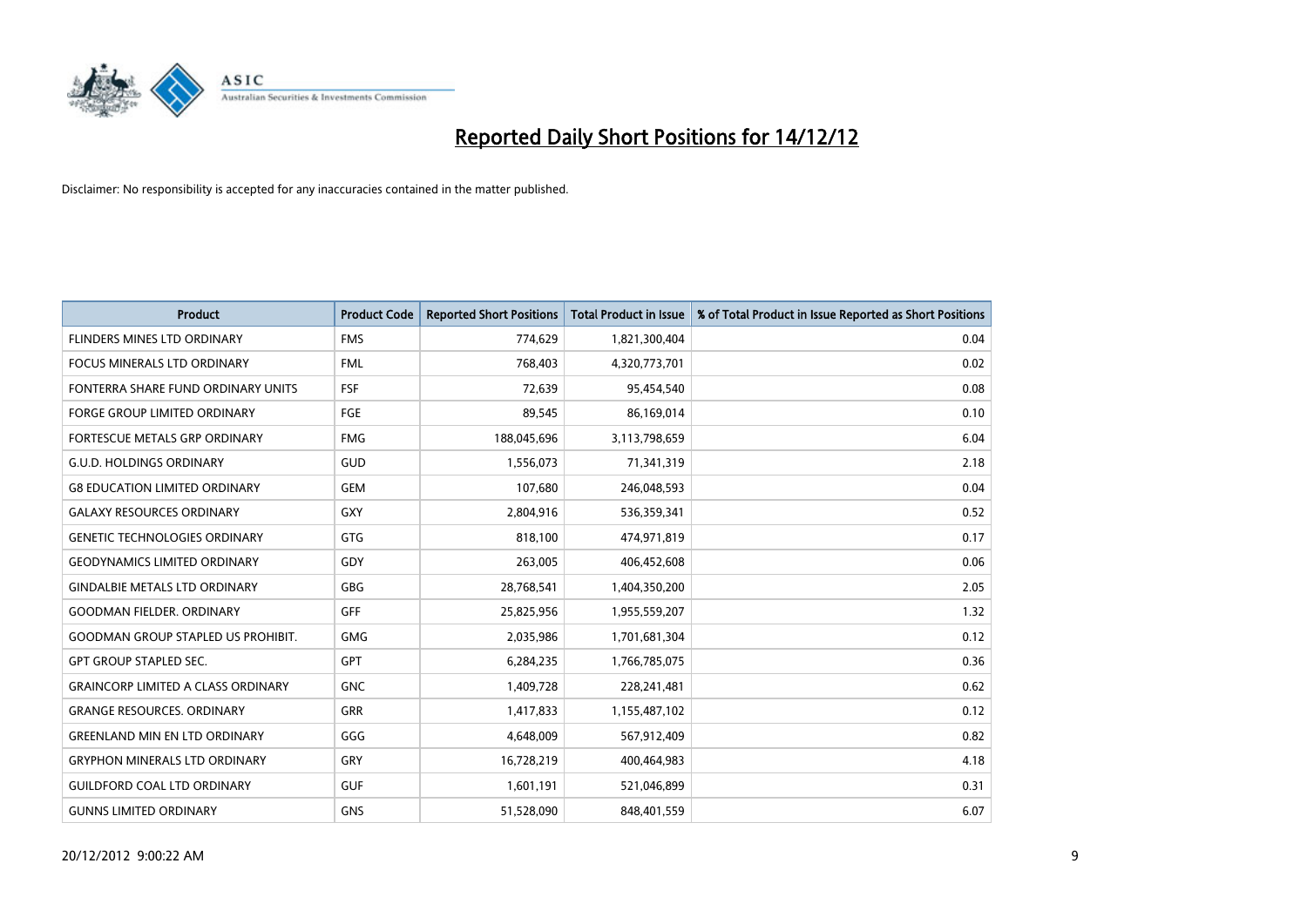# Reported Daily Short Positions for 14/12/12

Disclaimer: No responsibility is accepted for any inaccuracies contained in the matter published.

| Product | Product Code | Reported Short Positions | Total Product in Issue | % of Total Product in Issue Reported as Short Positions |
|---|---|---|---|---|
| FLINDERS MINES LTD ORDINARY | FMS | 774,629 | 1,821,300,404 | 0.04 |
| FOCUS MINERALS LTD ORDINARY | FML | 768,403 | 4,320,773,701 | 0.02 |
| FONTERRA SHARE FUND ORDINARY UNITS | FSF | 72,639 | 95,454,540 | 0.08 |
| FORGE GROUP LIMITED ORDINARY | FGE | 89,545 | 86,169,014 | 0.10 |
| FORTESCUE METALS GRP ORDINARY | FMG | 188,045,696 | 3,113,798,659 | 6.04 |
| G.U.D. HOLDINGS ORDINARY | GUD | 1,556,073 | 71,341,319 | 2.18 |
| G8 EDUCATION LIMITED ORDINARY | GEM | 107,680 | 246,048,593 | 0.04 |
| GALAXY RESOURCES ORDINARY | GXY | 2,804,916 | 536,359,341 | 0.52 |
| GENETIC TECHNOLOGIES ORDINARY | GTG | 818,100 | 474,971,819 | 0.17 |
| GEODYNAMICS LIMITED ORDINARY | GDY | 263,005 | 406,452,608 | 0.06 |
| GINDALBIE METALS LTD ORDINARY | GBG | 28,768,541 | 1,404,350,200 | 2.05 |
| GOODMAN FIELDER. ORDINARY | GFF | 25,825,956 | 1,955,559,207 | 1.32 |
| GOODMAN GROUP STAPLED US PROHIBIT. | GMG | 2,035,986 | 1,701,681,304 | 0.12 |
| GPT GROUP STAPLED SEC. | GPT | 6,284,235 | 1,766,785,075 | 0.36 |
| GRAINCORP LIMITED A CLASS ORDINARY | GNC | 1,409,728 | 228,241,481 | 0.62 |
| GRANGE RESOURCES. ORDINARY | GRR | 1,417,833 | 1,155,487,102 | 0.12 |
| GREENLAND MIN EN LTD ORDINARY | GGG | 4,648,009 | 567,912,409 | 0.82 |
| GRYPHON MINERALS LTD ORDINARY | GRY | 16,728,219 | 400,464,983 | 4.18 |
| GUILDFORD COAL LTD ORDINARY | GUF | 1,601,191 | 521,046,899 | 0.31 |
| GUNNS LIMITED ORDINARY | GNS | 51,528,090 | 848,401,559 | 6.07 |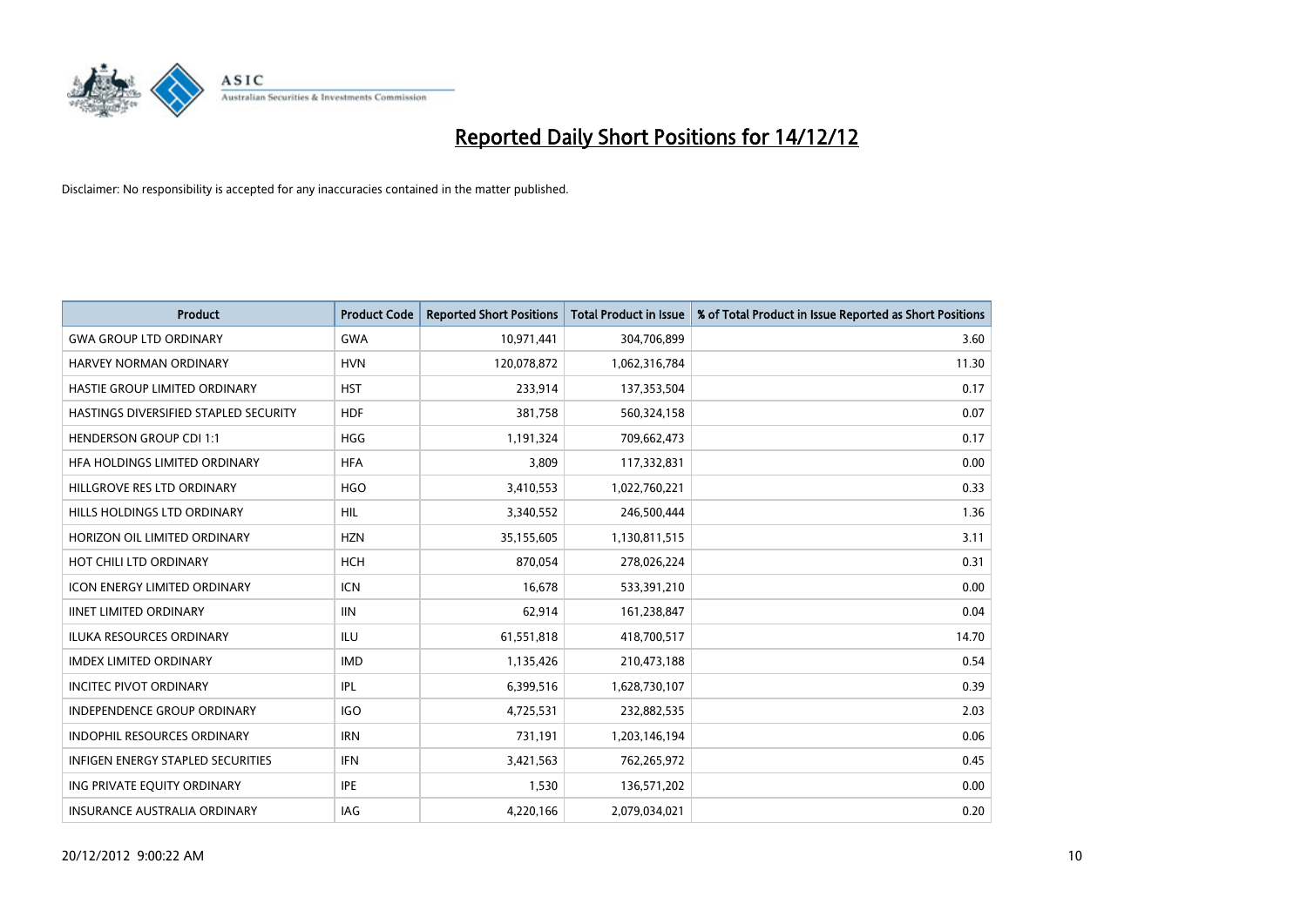# Reported Daily Short Positions for 14/12/12

Disclaimer: No responsibility is accepted for any inaccuracies contained in the matter published.

| Product | Product Code | Reported Short Positions | Total Product in Issue | % of Total Product in Issue Reported as Short Positions |
|---|---|---|---|---|
| GWA GROUP LTD ORDINARY | GWA | 10,971,441 | 304,706,899 | 3.60 |
| HARVEY NORMAN ORDINARY | HVN | 120,078,872 | 1,062,316,784 | 11.30 |
| HASTIE GROUP LIMITED ORDINARY | HST | 233,914 | 137,353,504 | 0.17 |
| HASTINGS DIVERSIFIED STAPLED SECURITY | HDF | 381,758 | 560,324,158 | 0.07 |
| HENDERSON GROUP CDI 1:1 | HGG | 1,191,324 | 709,662,473 | 0.17 |
| HFA HOLDINGS LIMITED ORDINARY | HFA | 3,809 | 117,332,831 | 0.00 |
| HILLGROVE RES LTD ORDINARY | HGO | 3,410,553 | 1,022,760,221 | 0.33 |
| HILLS HOLDINGS LTD ORDINARY | HIL | 3,340,552 | 246,500,444 | 1.36 |
| HORIZON OIL LIMITED ORDINARY | HZN | 35,155,605 | 1,130,811,515 | 3.11 |
| HOT CHILI LTD ORDINARY | HCH | 870,054 | 278,026,224 | 0.31 |
| ICON ENERGY LIMITED ORDINARY | ICN | 16,678 | 533,391,210 | 0.00 |
| IINET LIMITED ORDINARY | IIN | 62,914 | 161,238,847 | 0.04 |
| ILUKA RESOURCES ORDINARY | ILU | 61,551,818 | 418,700,517 | 14.70 |
| IMDEX LIMITED ORDINARY | IMD | 1,135,426 | 210,473,188 | 0.54 |
| INCITEC PIVOT ORDINARY | IPL | 6,399,516 | 1,628,730,107 | 0.39 |
| INDEPENDENCE GROUP ORDINARY | IGO | 4,725,531 | 232,882,535 | 2.03 |
| INDOPHIL RESOURCES ORDINARY | IRN | 731,191 | 1,203,146,194 | 0.06 |
| INFIGEN ENERGY STAPLED SECURITIES | IFN | 3,421,563 | 762,265,972 | 0.45 |
| ING PRIVATE EQUITY ORDINARY | IPE | 1,530 | 136,571,202 | 0.00 |
| INSURANCE AUSTRALIA ORDINARY | IAG | 4,220,166 | 2,079,034,021 | 0.20 |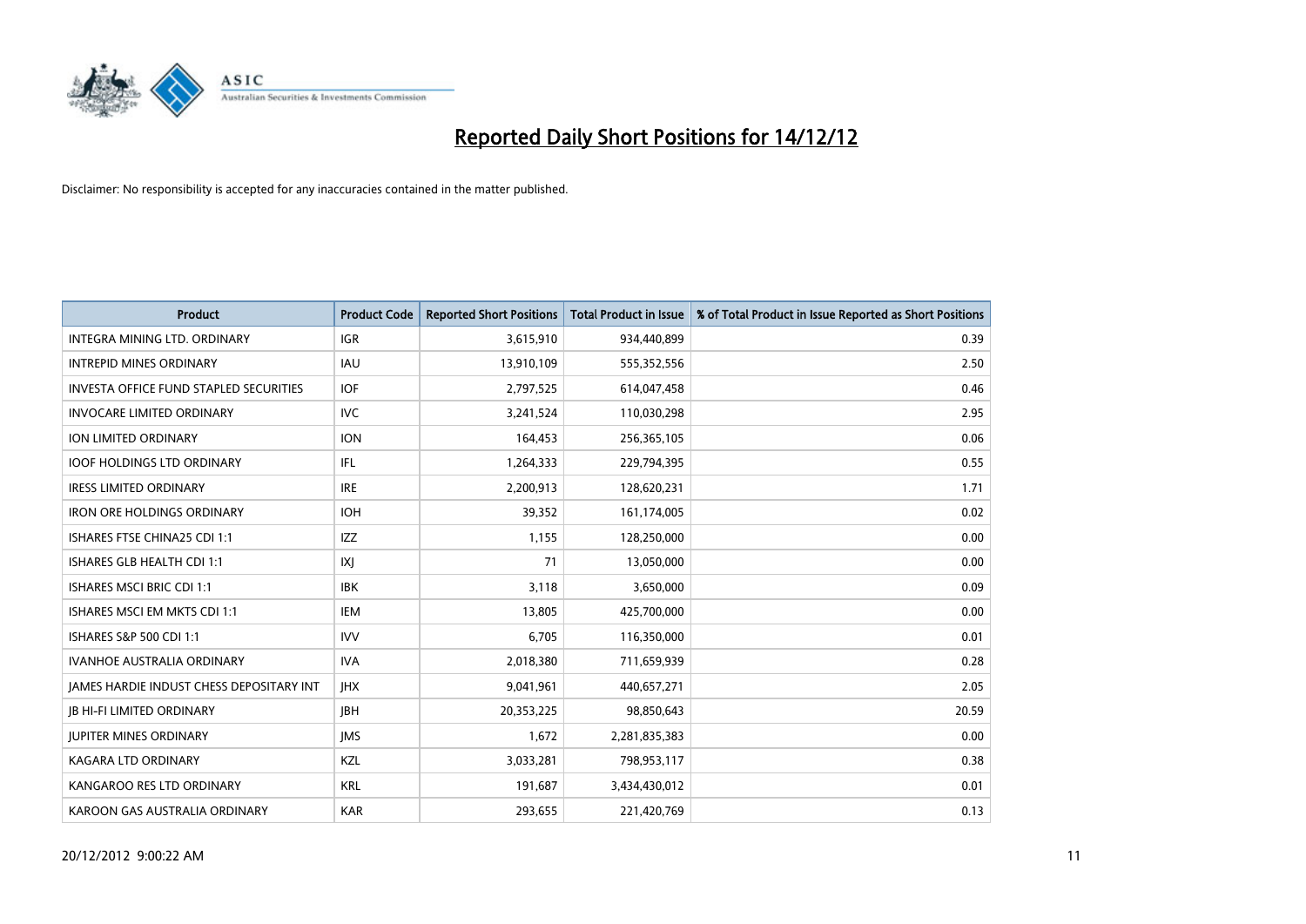# Reported Daily Short Positions for 14/12/12

Disclaimer: No responsibility is accepted for any inaccuracies contained in the matter published.

| Product | Product Code | Reported Short Positions | Total Product in Issue | % of Total Product in Issue Reported as Short Positions |
|---|---|---|---|---|
| INTEGRA MINING LTD. ORDINARY | IGR | 3,615,910 | 934,440,899 | 0.39 |
| INTREPID MINES ORDINARY | IAU | 13,910,109 | 555,352,556 | 2.50 |
| INVESTA OFFICE FUND STAPLED SECURITIES | IOF | 2,797,525 | 614,047,458 | 0.46 |
| INVOCARE LIMITED ORDINARY | IVC | 3,241,524 | 110,030,298 | 2.95 |
| ION LIMITED ORDINARY | ION | 164,453 | 256,365,105 | 0.06 |
| IOOF HOLDINGS LTD ORDINARY | IFL | 1,264,333 | 229,794,395 | 0.55 |
| IRESS LIMITED ORDINARY | IRE | 2,200,913 | 128,620,231 | 1.71 |
| IRON ORE HOLDINGS ORDINARY | IOH | 39,352 | 161,174,005 | 0.02 |
| ISHARES FTSE CHINA25 CDI 1:1 | IZZ | 1,155 | 128,250,000 | 0.00 |
| ISHARES GLB HEALTH CDI 1:1 | IXJ | 71 | 13,050,000 | 0.00 |
| ISHARES MSCI BRIC CDI 1:1 | IBK | 3,118 | 3,650,000 | 0.09 |
| ISHARES MSCI EM MKTS CDI 1:1 | IEM | 13,805 | 425,700,000 | 0.00 |
| ISHARES S&P 500 CDI 1:1 | IVV | 6,705 | 116,350,000 | 0.01 |
| IVANHOE AUSTRALIA ORDINARY | IVA | 2,018,380 | 711,659,939 | 0.28 |
| JAMES HARDIE INDUST CHESS DEPOSITARY INT | JHX | 9,041,961 | 440,657,271 | 2.05 |
| JB HI-FI LIMITED ORDINARY | JBH | 20,353,225 | 98,850,643 | 20.59 |
| JUPITER MINES ORDINARY | JMS | 1,672 | 2,281,835,383 | 0.00 |
| KAGARA LTD ORDINARY | KZL | 3,033,281 | 798,953,117 | 0.38 |
| KANGAROO RES LTD ORDINARY | KRL | 191,687 | 3,434,430,012 | 0.01 |
| KAROON GAS AUSTRALIA ORDINARY | KAR | 293,655 | 221,420,769 | 0.13 |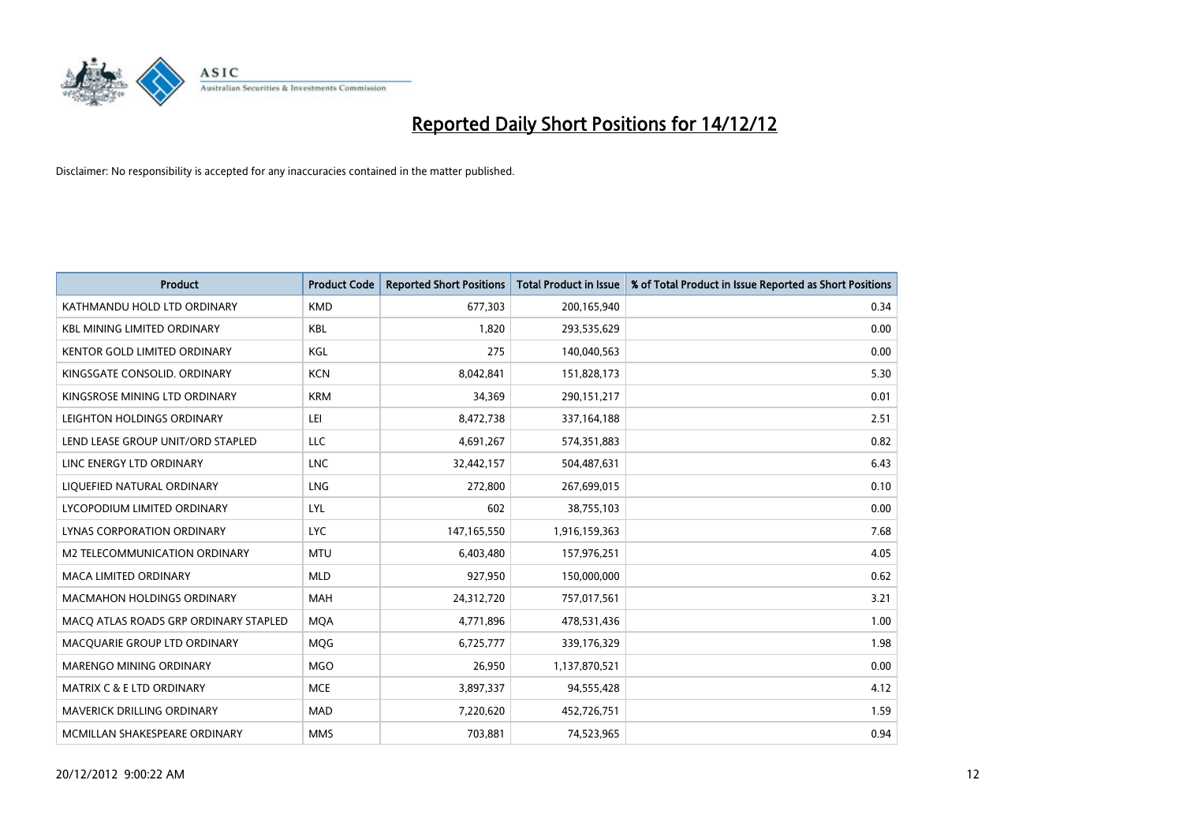# Reported Daily Short Positions for 14/12/12

Disclaimer: No responsibility is accepted for any inaccuracies contained in the matter published.

| Product | Product Code | Reported Short Positions | Total Product in Issue | % of Total Product in Issue Reported as Short Positions |
|---|---|---|---|---|
| KATHMANDU HOLD LTD ORDINARY | KMD | 677,303 | 200,165,940 | 0.34 |
| KBL MINING LIMITED ORDINARY | KBL | 1,820 | 293,535,629 | 0.00 |
| KENTOR GOLD LIMITED ORDINARY | KGL | 275 | 140,040,563 | 0.00 |
| KINGSGATE CONSOLID. ORDINARY | KCN | 8,042,841 | 151,828,173 | 5.30 |
| KINGSROSE MINING LTD ORDINARY | KRM | 34,369 | 290,151,217 | 0.01 |
| LEIGHTON HOLDINGS ORDINARY | LEI | 8,472,738 | 337,164,188 | 2.51 |
| LEND LEASE GROUP UNIT/ORD STAPLED | LLC | 4,691,267 | 574,351,883 | 0.82 |
| LINC ENERGY LTD ORDINARY | LNC | 32,442,157 | 504,487,631 | 6.43 |
| LIQUEFIED NATURAL ORDINARY | LNG | 272,800 | 267,699,015 | 0.10 |
| LYCOPODIUM LIMITED ORDINARY | LYL | 602 | 38,755,103 | 0.00 |
| LYNAS CORPORATION ORDINARY | LYC | 147,165,550 | 1,916,159,363 | 7.68 |
| M2 TELECOMMUNICATION ORDINARY | MTU | 6,403,480 | 157,976,251 | 4.05 |
| MACA LIMITED ORDINARY | MLD | 927,950 | 150,000,000 | 0.62 |
| MACMAHON HOLDINGS ORDINARY | MAH | 24,312,720 | 757,017,561 | 3.21 |
| MACQ ATLAS ROADS GRP ORDINARY STAPLED | MQA | 4,771,896 | 478,531,436 | 1.00 |
| MACQUARIE GROUP LTD ORDINARY | MQG | 6,725,777 | 339,176,329 | 1.98 |
| MARENGO MINING ORDINARY | MGO | 26,950 | 1,137,870,521 | 0.00 |
| MATRIX C & E LTD ORDINARY | MCE | 3,897,337 | 94,555,428 | 4.12 |
| MAVERICK DRILLING ORDINARY | MAD | 7,220,620 | 452,726,751 | 1.59 |
| MCMILLAN SHAKESPEARE ORDINARY | MMS | 703,881 | 74,523,965 | 0.94 |

20/12/2012 9:00:22 AM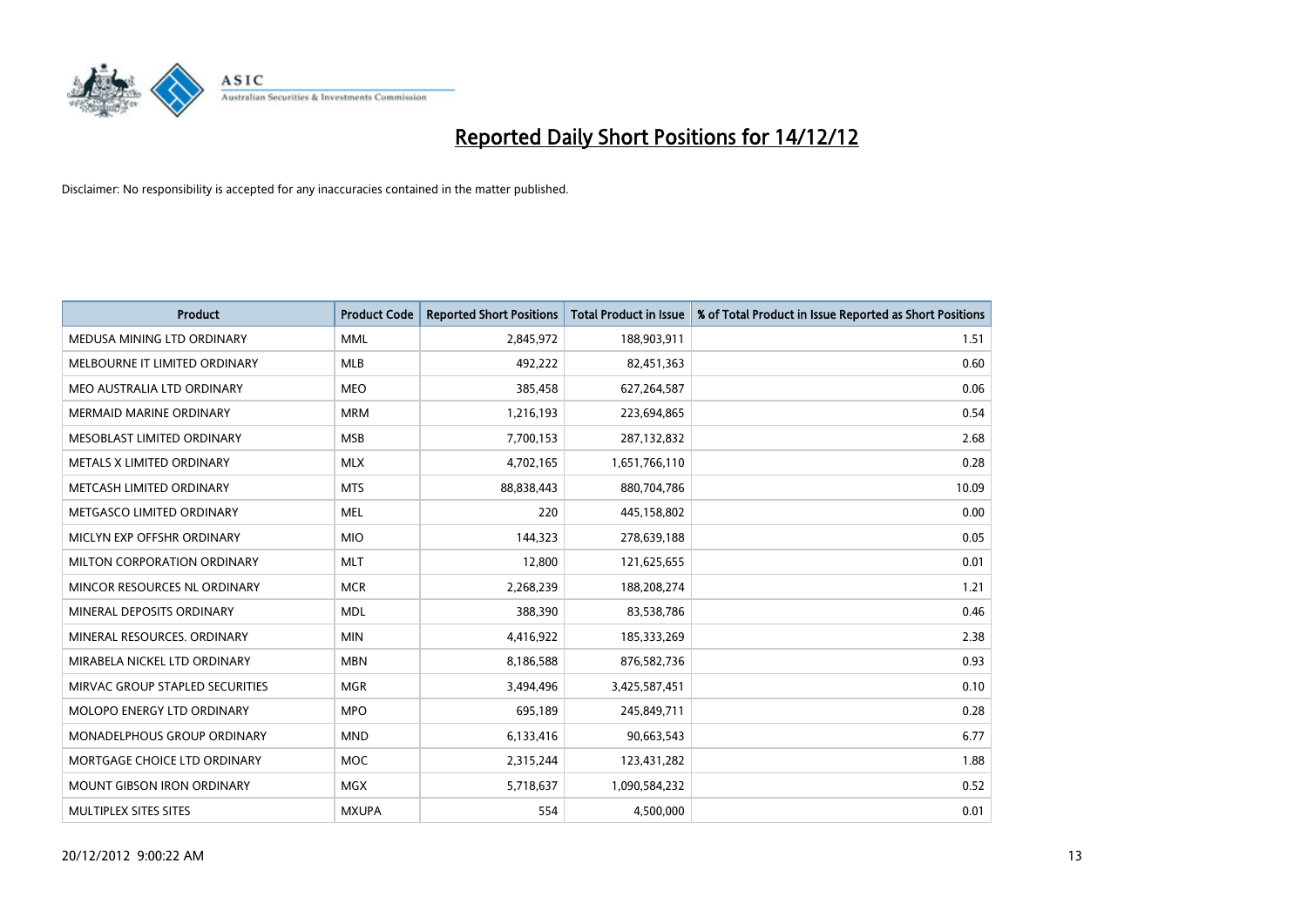# Reported Daily Short Positions for 14/12/12

Disclaimer: No responsibility is accepted for any inaccuracies contained in the matter published.

| Product | Product Code | Reported Short Positions | Total Product in Issue | % of Total Product in Issue Reported as Short Positions |
|---|---|---|---|---|
| MEDUSA MINING LTD ORDINARY | MML | 2,845,972 | 188,903,911 | 1.51 |
| MELBOURNE IT LIMITED ORDINARY | MLB | 492,222 | 82,451,363 | 0.60 |
| MEO AUSTRALIA LTD ORDINARY | MEO | 385,458 | 627,264,587 | 0.06 |
| MERMAID MARINE ORDINARY | MRM | 1,216,193 | 223,694,865 | 0.54 |
| MESOBLAST LIMITED ORDINARY | MSB | 7,700,153 | 287,132,832 | 2.68 |
| METALS X LIMITED ORDINARY | MLX | 4,702,165 | 1,651,766,110 | 0.28 |
| METCASH LIMITED ORDINARY | MTS | 88,838,443 | 880,704,786 | 10.09 |
| METGASCO LIMITED ORDINARY | MEL | 220 | 445,158,802 | 0.00 |
| MICLYN EXP OFFSHR ORDINARY | MIO | 144,323 | 278,639,188 | 0.05 |
| MILTON CORPORATION ORDINARY | MLT | 12,800 | 121,625,655 | 0.01 |
| MINCOR RESOURCES NL ORDINARY | MCR | 2,268,239 | 188,208,274 | 1.21 |
| MINERAL DEPOSITS ORDINARY | MDL | 388,390 | 83,538,786 | 0.46 |
| MINERAL RESOURCES. ORDINARY | MIN | 4,416,922 | 185,333,269 | 2.38 |
| MIRABELA NICKEL LTD ORDINARY | MBN | 8,186,588 | 876,582,736 | 0.93 |
| MIRVAC GROUP STAPLED SECURITIES | MGR | 3,494,496 | 3,425,587,451 | 0.10 |
| MOLOPO ENERGY LTD ORDINARY | MPO | 695,189 | 245,849,711 | 0.28 |
| MONADELPHOUS GROUP ORDINARY | MND | 6,133,416 | 90,663,543 | 6.77 |
| MORTGAGE CHOICE LTD ORDINARY | MOC | 2,315,244 | 123,431,282 | 1.88 |
| MOUNT GIBSON IRON ORDINARY | MGX | 5,718,637 | 1,090,584,232 | 0.52 |
| MULTIPLEX SITES SITES | MXUPA | 554 | 4,500,000 | 0.01 |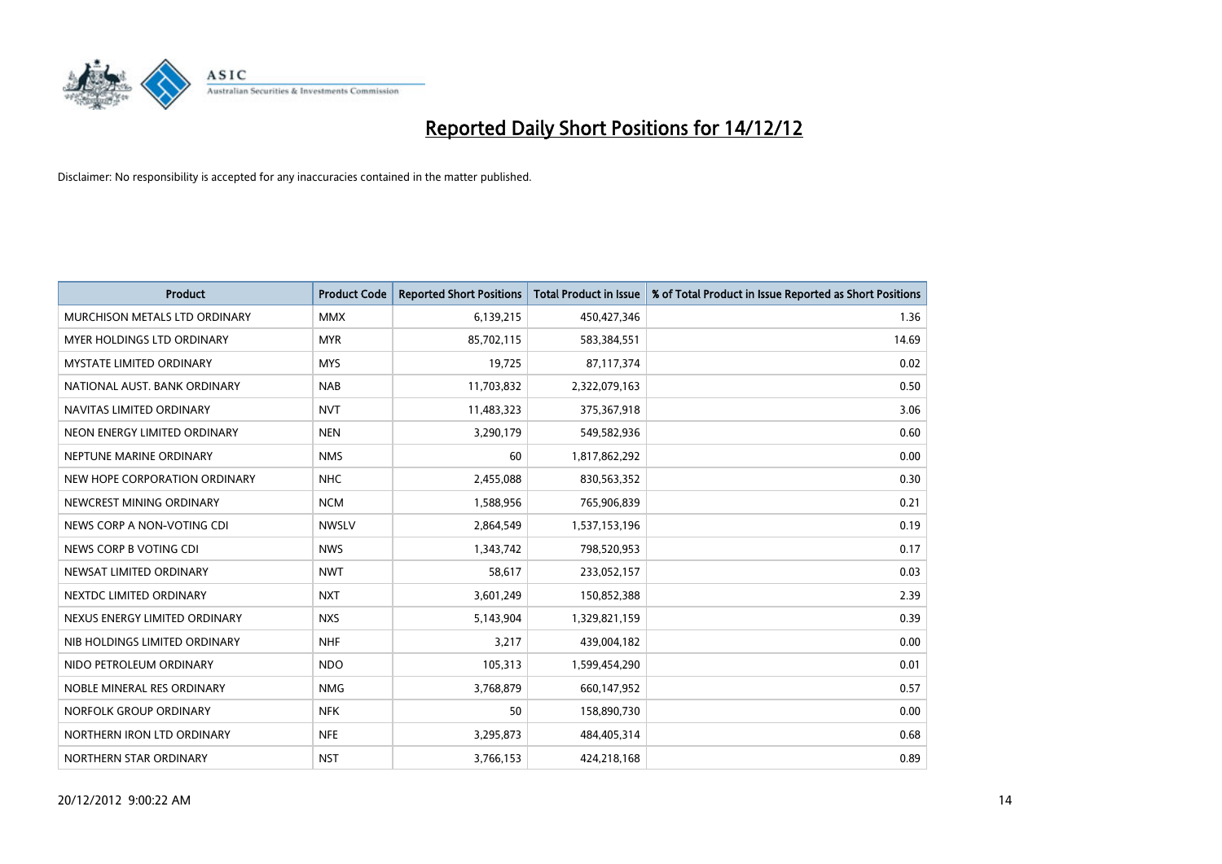# Reported Daily Short Positions for 14/12/12

Disclaimer: No responsibility is accepted for any inaccuracies contained in the matter published.

| Product | Product Code | Reported Short Positions | Total Product in Issue | % of Total Product in Issue Reported as Short Positions |
|---|---|---|---|---|
| MURCHISON METALS LTD ORDINARY | MMX | 6,139,215 | 450,427,346 | 1.36 |
| MYER HOLDINGS LTD ORDINARY | MYR | 85,702,115 | 583,384,551 | 14.69 |
| MYSTATE LIMITED ORDINARY | MYS | 19,725 | 87,117,374 | 0.02 |
| NATIONAL AUST. BANK ORDINARY | NAB | 11,703,832 | 2,322,079,163 | 0.50 |
| NAVITAS LIMITED ORDINARY | NVT | 11,483,323 | 375,367,918 | 3.06 |
| NEON ENERGY LIMITED ORDINARY | NEN | 3,290,179 | 549,582,936 | 0.60 |
| NEPTUNE MARINE ORDINARY | NMS | 60 | 1,817,862,292 | 0.00 |
| NEW HOPE CORPORATION ORDINARY | NHC | 2,455,088 | 830,563,352 | 0.30 |
| NEWCREST MINING ORDINARY | NCM | 1,588,956 | 765,906,839 | 0.21 |
| NEWS CORP A NON-VOTING CDI | NWSLV | 2,864,549 | 1,537,153,196 | 0.19 |
| NEWS CORP B VOTING CDI | NWS | 1,343,742 | 798,520,953 | 0.17 |
| NEWSAT LIMITED ORDINARY | NWT | 58,617 | 233,052,157 | 0.03 |
| NEXTDC LIMITED ORDINARY | NXT | 3,601,249 | 150,852,388 | 2.39 |
| NEXUS ENERGY LIMITED ORDINARY | NXS | 5,143,904 | 1,329,821,159 | 0.39 |
| NIB HOLDINGS LIMITED ORDINARY | NHF | 3,217 | 439,004,182 | 0.00 |
| NIDO PETROLEUM ORDINARY | NDO | 105,313 | 1,599,454,290 | 0.01 |
| NOBLE MINERAL RES ORDINARY | NMG | 3,768,879 | 660,147,952 | 0.57 |
| NORFOLK GROUP ORDINARY | NFK | 50 | 158,890,730 | 0.00 |
| NORTHERN IRON LTD ORDINARY | NFE | 3,295,873 | 484,405,314 | 0.68 |
| NORTHERN STAR ORDINARY | NST | 3,766,153 | 424,218,168 | 0.89 |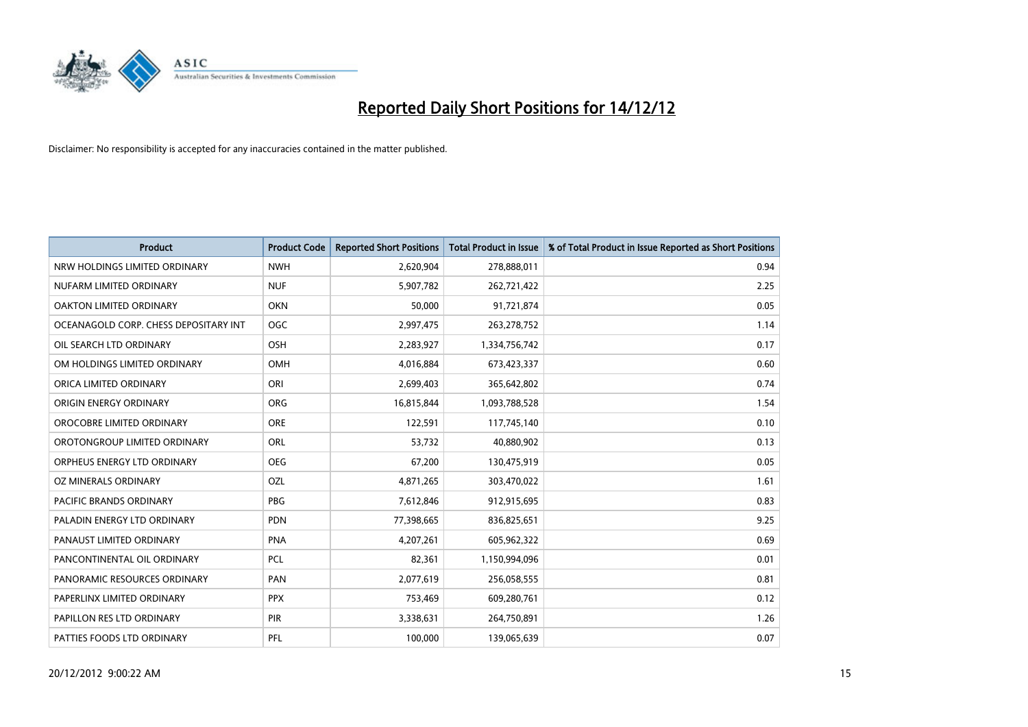# Reported Daily Short Positions for 14/12/12

Disclaimer: No responsibility is accepted for any inaccuracies contained in the matter published.

| Product | Product Code | Reported Short Positions | Total Product in Issue | % of Total Product in Issue Reported as Short Positions |
|---|---|---|---|---|
| NRW HOLDINGS LIMITED ORDINARY | NWH | 2,620,904 | 278,888,011 | 0.94 |
| NUFARM LIMITED ORDINARY | NUF | 5,907,782 | 262,721,422 | 2.25 |
| OAKTON LIMITED ORDINARY | OKN | 50,000 | 91,721,874 | 0.05 |
| OCEANAGOLD CORP. CHESS DEPOSITARY INT | OGC | 2,997,475 | 263,278,752 | 1.14 |
| OIL SEARCH LTD ORDINARY | OSH | 2,283,927 | 1,334,756,742 | 0.17 |
| OM HOLDINGS LIMITED ORDINARY | OMH | 4,016,884 | 673,423,337 | 0.60 |
| ORICA LIMITED ORDINARY | ORI | 2,699,403 | 365,642,802 | 0.74 |
| ORIGIN ENERGY ORDINARY | ORG | 16,815,844 | 1,093,788,528 | 1.54 |
| OROCOBRE LIMITED ORDINARY | ORE | 122,591 | 117,745,140 | 0.10 |
| OROTONGROUP LIMITED ORDINARY | ORL | 53,732 | 40,880,902 | 0.13 |
| ORPHEUS ENERGY LTD ORDINARY | OEG | 67,200 | 130,475,919 | 0.05 |
| OZ MINERALS ORDINARY | OZL | 4,871,265 | 303,470,022 | 1.61 |
| PACIFIC BRANDS ORDINARY | PBG | 7,612,846 | 912,915,695 | 0.83 |
| PALADIN ENERGY LTD ORDINARY | PDN | 77,398,665 | 836,825,651 | 9.25 |
| PANAUST LIMITED ORDINARY | PNA | 4,207,261 | 605,962,322 | 0.69 |
| PANCONTINENTAL OIL ORDINARY | PCL | 82,361 | 1,150,994,096 | 0.01 |
| PANORAMIC RESOURCES ORDINARY | PAN | 2,077,619 | 256,058,555 | 0.81 |
| PAPERLINX LIMITED ORDINARY | PPX | 753,469 | 609,280,761 | 0.12 |
| PAPILLON RES LTD ORDINARY | PIR | 3,338,631 | 264,750,891 | 1.26 |
| PATTIES FOODS LTD ORDINARY | PFL | 100,000 | 139,065,639 | 0.07 |

20/12/2012 9:00:22 AM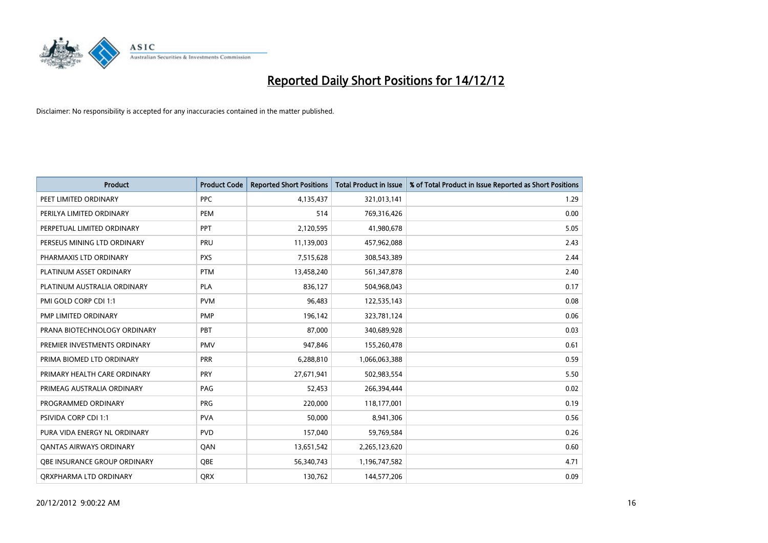# Reported Daily Short Positions for 14/12/12

Disclaimer: No responsibility is accepted for any inaccuracies contained in the matter published.

| Product | Product Code | Reported Short Positions | Total Product in Issue | % of Total Product in Issue Reported as Short Positions |
|---|---|---|---|---|
| PEET LIMITED ORDINARY | PPC | 4,135,437 | 321,013,141 | 1.29 |
| PERILYA LIMITED ORDINARY | PEM | 514 | 769,316,426 | 0.00 |
| PERPETUAL LIMITED ORDINARY | PPT | 2,120,595 | 41,980,678 | 5.05 |
| PERSEUS MINING LTD ORDINARY | PRU | 11,139,003 | 457,962,088 | 2.43 |
| PHARMAXIS LTD ORDINARY | PXS | 7,515,628 | 308,543,389 | 2.44 |
| PLATINUM ASSET ORDINARY | PTM | 13,458,240 | 561,347,878 | 2.40 |
| PLATINUM AUSTRALIA ORDINARY | PLA | 836,127 | 504,968,043 | 0.17 |
| PMI GOLD CORP CDI 1:1 | PVM | 96,483 | 122,535,143 | 0.08 |
| PMP LIMITED ORDINARY | PMP | 196,142 | 323,781,124 | 0.06 |
| PRANA BIOTECHNOLOGY ORDINARY | PBT | 87,000 | 340,689,928 | 0.03 |
| PREMIER INVESTMENTS ORDINARY | PMV | 947,846 | 155,260,478 | 0.61 |
| PRIMA BIOMED LTD ORDINARY | PRR | 6,288,810 | 1,066,063,388 | 0.59 |
| PRIMARY HEALTH CARE ORDINARY | PRY | 27,671,941 | 502,983,554 | 5.50 |
| PRIMEAG AUSTRALIA ORDINARY | PAG | 52,453 | 266,394,444 | 0.02 |
| PROGRAMMED ORDINARY | PRG | 220,000 | 118,177,001 | 0.19 |
| PSIVIDA CORP CDI 1:1 | PVA | 50,000 | 8,941,306 | 0.56 |
| PURA VIDA ENERGY NL ORDINARY | PVD | 157,040 | 59,769,584 | 0.26 |
| QANTAS AIRWAYS ORDINARY | QAN | 13,651,542 | 2,265,123,620 | 0.60 |
| QBE INSURANCE GROUP ORDINARY | QBE | 56,340,743 | 1,196,747,582 | 4.71 |
| QRXPHARMA LTD ORDINARY | QRX | 130,762 | 144,577,206 | 0.09 |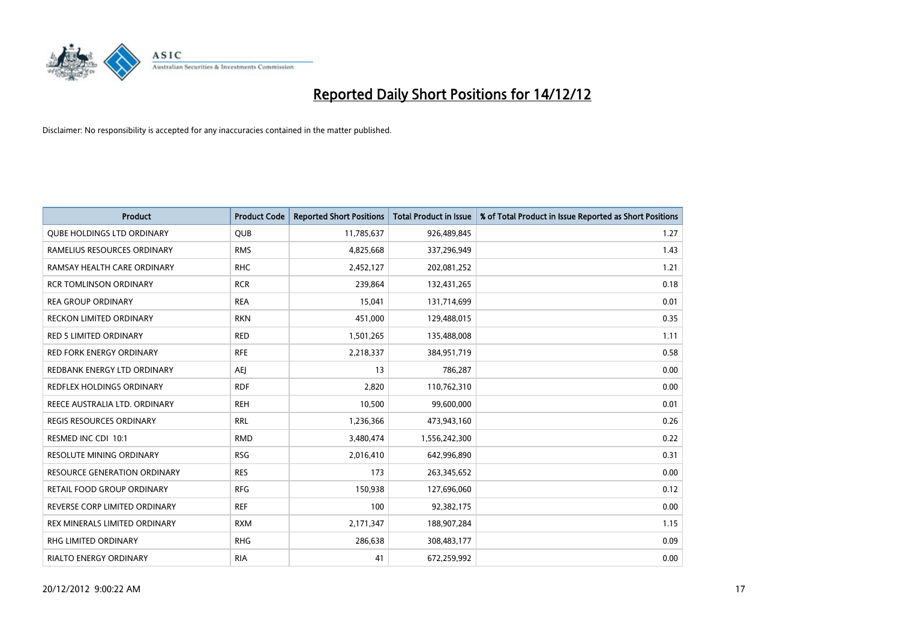# Reported Daily Short Positions for 14/12/12

Disclaimer: No responsibility is accepted for any inaccuracies contained in the matter published.

| Product | Product Code | Reported Short Positions | Total Product in Issue | % of Total Product in Issue Reported as Short Positions |
|---|---|---|---|---|
| QUBE HOLDINGS LTD ORDINARY | QUB | 11,785,637 | 926,489,845 | 1.27 |
| RAMELIUS RESOURCES ORDINARY | RMS | 4,825,668 | 337,296,949 | 1.43 |
| RAMSAY HEALTH CARE ORDINARY | RHC | 2,452,127 | 202,081,252 | 1.21 |
| RCR TOMLINSON ORDINARY | RCR | 239,864 | 132,431,265 | 0.18 |
| REA GROUP ORDINARY | REA | 15,041 | 131,714,699 | 0.01 |
| RECKON LIMITED ORDINARY | RKN | 451,000 | 129,488,015 | 0.35 |
| RED 5 LIMITED ORDINARY | RED | 1,501,265 | 135,488,008 | 1.11 |
| RED FORK ENERGY ORDINARY | RFE | 2,218,337 | 384,951,719 | 0.58 |
| REDBANK ENERGY LTD ORDINARY | AEJ | 13 | 786,287 | 0.00 |
| REDFLEX HOLDINGS ORDINARY | RDF | 2,820 | 110,762,310 | 0.00 |
| REECE AUSTRALIA LTD. ORDINARY | REH | 10,500 | 99,600,000 | 0.01 |
| REGIS RESOURCES ORDINARY | RRL | 1,236,366 | 473,943,160 | 0.26 |
| RESMED INC CDI 10:1 | RMD | 3,480,474 | 1,556,242,300 | 0.22 |
| RESOLUTE MINING ORDINARY | RSG | 2,016,410 | 642,996,890 | 0.31 |
| RESOURCE GENERATION ORDINARY | RES | 173 | 263,345,652 | 0.00 |
| RETAIL FOOD GROUP ORDINARY | RFG | 150,938 | 127,696,060 | 0.12 |
| REVERSE CORP LIMITED ORDINARY | REF | 100 | 92,382,175 | 0.00 |
| REX MINERALS LIMITED ORDINARY | RXM | 2,171,347 | 188,907,284 | 1.15 |
| RHG LIMITED ORDINARY | RHG | 286,638 | 308,483,177 | 0.09 |
| RIALTO ENERGY ORDINARY | RIA | 41 | 672,259,992 | 0.00 |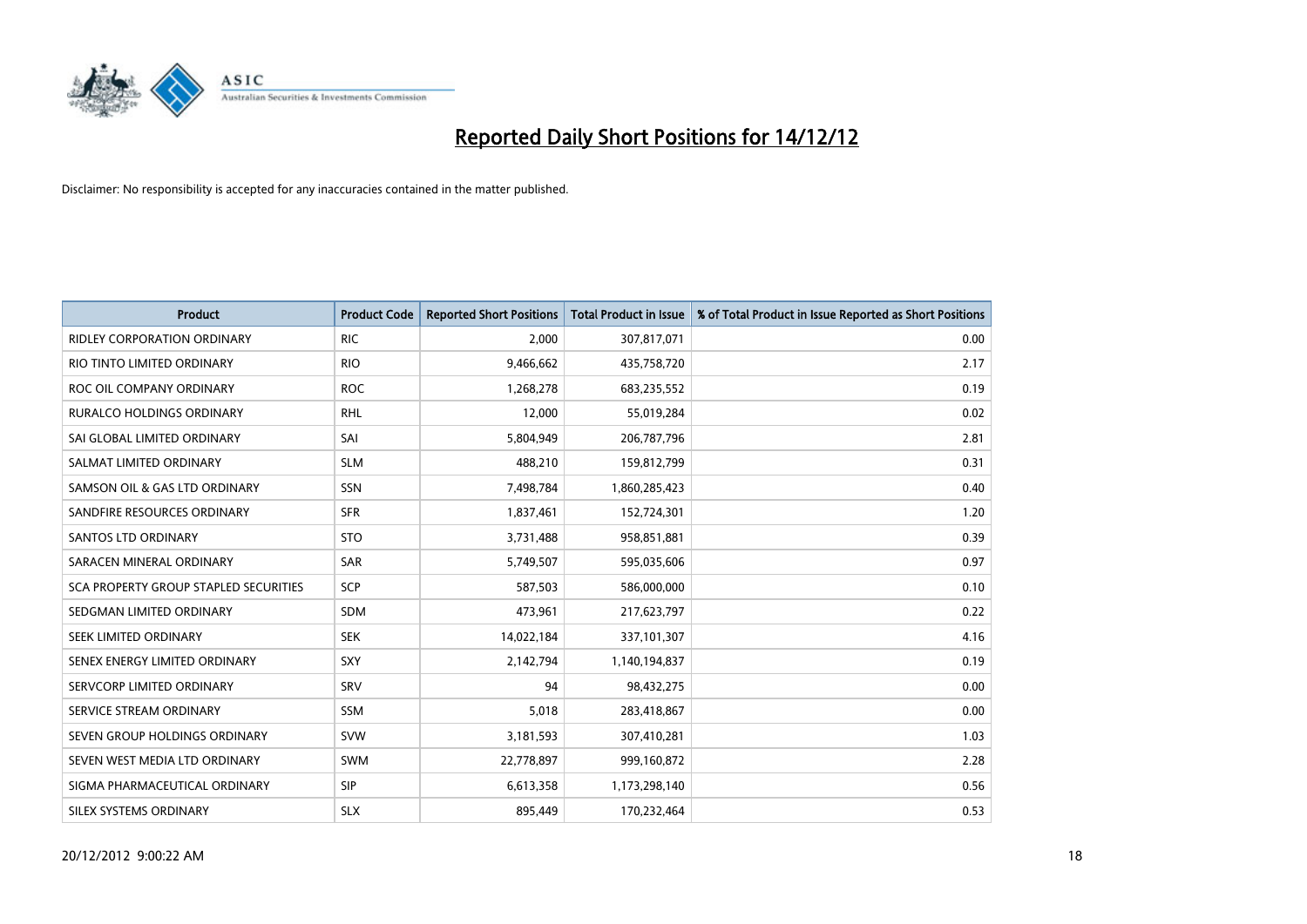# Reported Daily Short Positions for 14/12/12

Disclaimer: No responsibility is accepted for any inaccuracies contained in the matter published.

| Product | Product Code | Reported Short Positions | Total Product in Issue | % of Total Product in Issue Reported as Short Positions |
|---|---|---|---|---|
| RIDLEY CORPORATION ORDINARY | RIC | 2,000 | 307,817,071 | 0.00 |
| RIO TINTO LIMITED ORDINARY | RIO | 9,466,662 | 435,758,720 | 2.17 |
| ROC OIL COMPANY ORDINARY | ROC | 1,268,278 | 683,235,552 | 0.19 |
| RURALCO HOLDINGS ORDINARY | RHL | 12,000 | 55,019,284 | 0.02 |
| SAI GLOBAL LIMITED ORDINARY | SAI | 5,804,949 | 206,787,796 | 2.81 |
| SALMAT LIMITED ORDINARY | SLM | 488,210 | 159,812,799 | 0.31 |
| SAMSON OIL & GAS LTD ORDINARY | SSN | 7,498,784 | 1,860,285,423 | 0.40 |
| SANDFIRE RESOURCES ORDINARY | SFR | 1,837,461 | 152,724,301 | 1.20 |
| SANTOS LTD ORDINARY | STO | 3,731,488 | 958,851,881 | 0.39 |
| SARACEN MINERAL ORDINARY | SAR | 5,749,507 | 595,035,606 | 0.97 |
| SCA PROPERTY GROUP STAPLED SECURITIES | SCP | 587,503 | 586,000,000 | 0.10 |
| SEDGMAN LIMITED ORDINARY | SDM | 473,961 | 217,623,797 | 0.22 |
| SEEK LIMITED ORDINARY | SEK | 14,022,184 | 337,101,307 | 4.16 |
| SENEX ENERGY LIMITED ORDINARY | SXY | 2,142,794 | 1,140,194,837 | 0.19 |
| SERVCORP LIMITED ORDINARY | SRV | 94 | 98,432,275 | 0.00 |
| SERVICE STREAM ORDINARY | SSM | 5,018 | 283,418,867 | 0.00 |
| SEVEN GROUP HOLDINGS ORDINARY | SVW | 3,181,593 | 307,410,281 | 1.03 |
| SEVEN WEST MEDIA LTD ORDINARY | SWM | 22,778,897 | 999,160,872 | 2.28 |
| SIGMA PHARMACEUTICAL ORDINARY | SIP | 6,613,358 | 1,173,298,140 | 0.56 |
| SILEX SYSTEMS ORDINARY | SLX | 895,449 | 170,232,464 | 0.53 |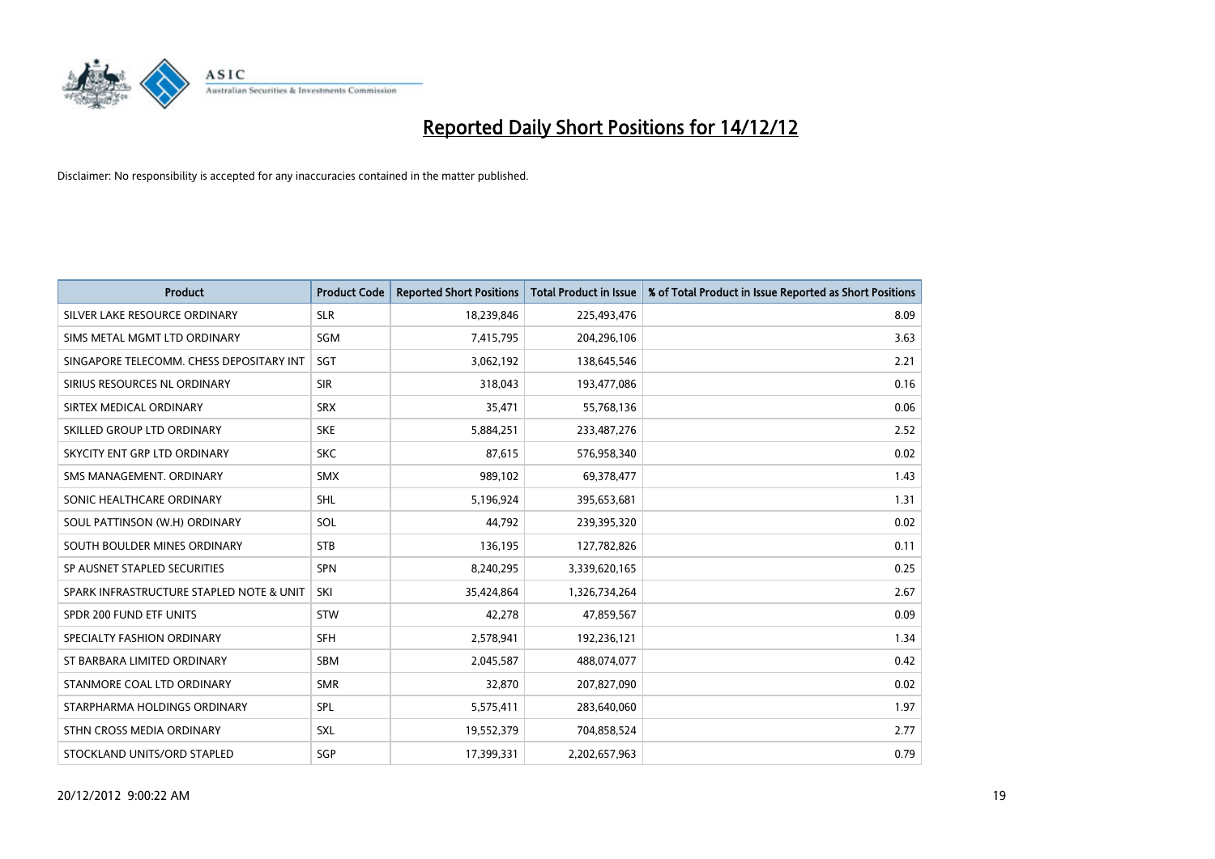# Reported Daily Short Positions for 14/12/12

Disclaimer: No responsibility is accepted for any inaccuracies contained in the matter published.

| Product | Product Code | Reported Short Positions | Total Product in Issue | % of Total Product in Issue Reported as Short Positions |
|---|---|---|---|---|
| SILVER LAKE RESOURCE ORDINARY | SLR | 18,239,846 | 225,493,476 | 8.09 |
| SIMS METAL MGMT LTD ORDINARY | SGM | 7,415,795 | 204,296,106 | 3.63 |
| SINGAPORE TELECOMM. CHESS DEPOSITARY INT | SGT | 3,062,192 | 138,645,546 | 2.21 |
| SIRIUS RESOURCES NL ORDINARY | SIR | 318,043 | 193,477,086 | 0.16 |
| SIRTEX MEDICAL ORDINARY | SRX | 35,471 | 55,768,136 | 0.06 |
| SKILLED GROUP LTD ORDINARY | SKE | 5,884,251 | 233,487,276 | 2.52 |
| SKYCITY ENT GRP LTD ORDINARY | SKC | 87,615 | 576,958,340 | 0.02 |
| SMS MANAGEMENT. ORDINARY | SMX | 989,102 | 69,378,477 | 1.43 |
| SONIC HEALTHCARE ORDINARY | SHL | 5,196,924 | 395,653,681 | 1.31 |
| SOUL PATTINSON (W.H) ORDINARY | SOL | 44,792 | 239,395,320 | 0.02 |
| SOUTH BOULDER MINES ORDINARY | STB | 136,195 | 127,782,826 | 0.11 |
| SP AUSNET STAPLED SECURITIES | SPN | 8,240,295 | 3,339,620,165 | 0.25 |
| SPARK INFRASTRUCTURE STAPLED NOTE & UNIT | SKI | 35,424,864 | 1,326,734,264 | 2.67 |
| SPDR 200 FUND ETF UNITS | STW | 42,278 | 47,859,567 | 0.09 |
| SPECIALTY FASHION ORDINARY | SFH | 2,578,941 | 192,236,121 | 1.34 |
| ST BARBARA LIMITED ORDINARY | SBM | 2,045,587 | 488,074,077 | 0.42 |
| STANMORE COAL LTD ORDINARY | SMR | 32,870 | 207,827,090 | 0.02 |
| STARPHARMA HOLDINGS ORDINARY | SPL | 5,575,411 | 283,640,060 | 1.97 |
| STHN CROSS MEDIA ORDINARY | SXL | 19,552,379 | 704,858,524 | 2.77 |
| STOCKLAND UNITS/ORD STAPLED | SGP | 17,399,331 | 2,202,657,963 | 0.79 |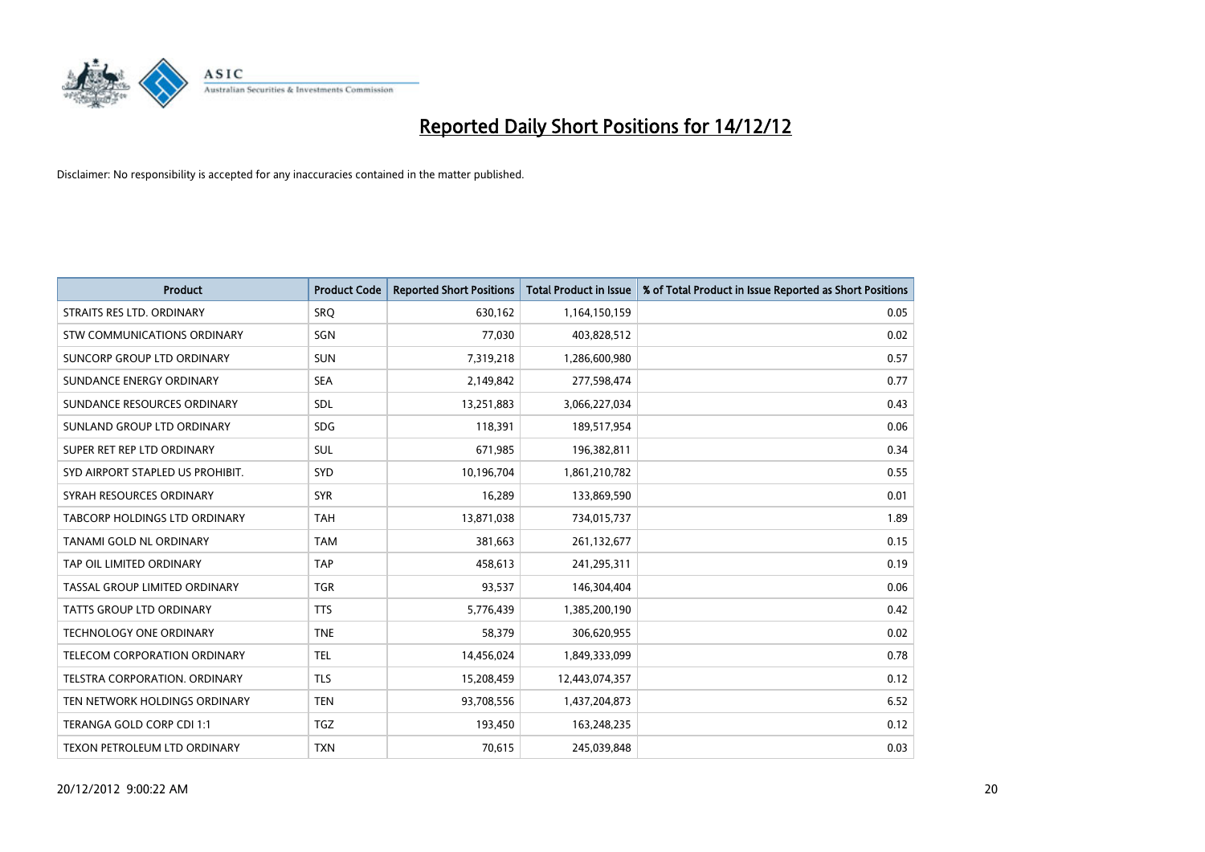# Reported Daily Short Positions for 14/12/12

Disclaimer: No responsibility is accepted for any inaccuracies contained in the matter published.

| Product | Product Code | Reported Short Positions | Total Product in Issue | % of Total Product in Issue Reported as Short Positions |
|---|---|---|---|---|
| STRAITS RES LTD. ORDINARY | SRQ | 630,162 | 1,164,150,159 | 0.05 |
| STW COMMUNICATIONS ORDINARY | SGN | 77,030 | 403,828,512 | 0.02 |
| SUNCORP GROUP LTD ORDINARY | SUN | 7,319,218 | 1,286,600,980 | 0.57 |
| SUNDANCE ENERGY ORDINARY | SEA | 2,149,842 | 277,598,474 | 0.77 |
| SUNDANCE RESOURCES ORDINARY | SDL | 13,251,883 | 3,066,227,034 | 0.43 |
| SUNLAND GROUP LTD ORDINARY | SDG | 118,391 | 189,517,954 | 0.06 |
| SUPER RET REP LTD ORDINARY | SUL | 671,985 | 196,382,811 | 0.34 |
| SYD AIRPORT STAPLED US PROHIBIT. | SYD | 10,196,704 | 1,861,210,782 | 0.55 |
| SYRAH RESOURCES ORDINARY | SYR | 16,289 | 133,869,590 | 0.01 |
| TABCORP HOLDINGS LTD ORDINARY | TAH | 13,871,038 | 734,015,737 | 1.89 |
| TANAMI GOLD NL ORDINARY | TAM | 381,663 | 261,132,677 | 0.15 |
| TAP OIL LIMITED ORDINARY | TAP | 458,613 | 241,295,311 | 0.19 |
| TASSAL GROUP LIMITED ORDINARY | TGR | 93,537 | 146,304,404 | 0.06 |
| TATTS GROUP LTD ORDINARY | TTS | 5,776,439 | 1,385,200,190 | 0.42 |
| TECHNOLOGY ONE ORDINARY | TNE | 58,379 | 306,620,955 | 0.02 |
| TELECOM CORPORATION ORDINARY | TEL | 14,456,024 | 1,849,333,099 | 0.78 |
| TELSTRA CORPORATION. ORDINARY | TLS | 15,208,459 | 12,443,074,357 | 0.12 |
| TEN NETWORK HOLDINGS ORDINARY | TEN | 93,708,556 | 1,437,204,873 | 6.52 |
| TERANGA GOLD CORP CDI 1:1 | TGZ | 193,450 | 163,248,235 | 0.12 |
| TEXON PETROLEUM LTD ORDINARY | TXN | 70,615 | 245,039,848 | 0.03 |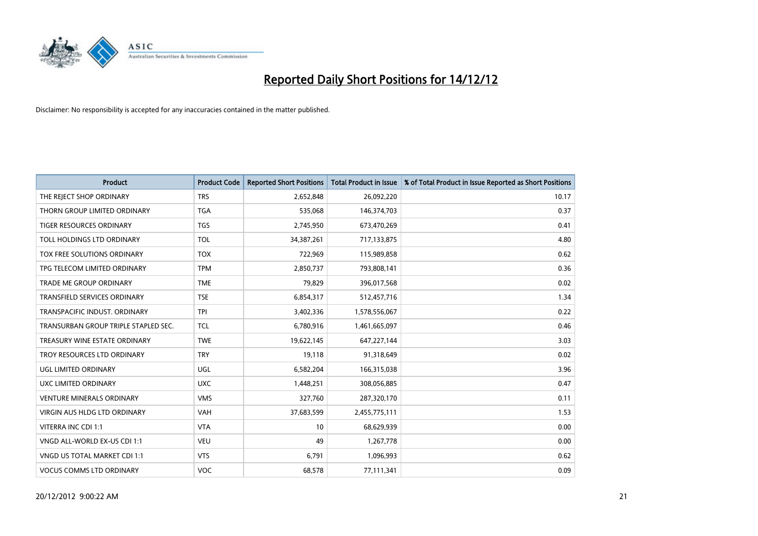# Reported Daily Short Positions for 14/12/12

Disclaimer: No responsibility is accepted for any inaccuracies contained in the matter published.

| Product | Product Code | Reported Short Positions | Total Product in Issue | % of Total Product in Issue Reported as Short Positions |
|---|---|---|---|---|
| THE REJECT SHOP ORDINARY | TRS | 2,652,848 | 26,092,220 | 10.17 |
| THORN GROUP LIMITED ORDINARY | TGA | 535,068 | 146,374,703 | 0.37 |
| TIGER RESOURCES ORDINARY | TGS | 2,745,950 | 673,470,269 | 0.41 |
| TOLL HOLDINGS LTD ORDINARY | TOL | 34,387,261 | 717,133,875 | 4.80 |
| TOX FREE SOLUTIONS ORDINARY | TOX | 722,969 | 115,989,858 | 0.62 |
| TPG TELECOM LIMITED ORDINARY | TPM | 2,850,737 | 793,808,141 | 0.36 |
| TRADE ME GROUP ORDINARY | TME | 79,829 | 396,017,568 | 0.02 |
| TRANSFIELD SERVICES ORDINARY | TSE | 6,854,317 | 512,457,716 | 1.34 |
| TRANSPACIFIC INDUST. ORDINARY | TPI | 3,402,336 | 1,578,556,067 | 0.22 |
| TRANSURBAN GROUP TRIPLE STAPLED SEC. | TCL | 6,780,916 | 1,461,665,097 | 0.46 |
| TREASURY WINE ESTATE ORDINARY | TWE | 19,622,145 | 647,227,144 | 3.03 |
| TROY RESOURCES LTD ORDINARY | TRY | 19,118 | 91,318,649 | 0.02 |
| UGL LIMITED ORDINARY | UGL | 6,582,204 | 166,315,038 | 3.96 |
| UXC LIMITED ORDINARY | UXC | 1,448,251 | 308,056,885 | 0.47 |
| VENTURE MINERALS ORDINARY | VMS | 327,760 | 287,320,170 | 0.11 |
| VIRGIN AUS HLDG LTD ORDINARY | VAH | 37,683,599 | 2,455,775,111 | 1.53 |
| VITERRA INC CDI 1:1 | VTA | 10 | 68,629,939 | 0.00 |
| VNGD ALL-WORLD EX-US CDI 1:1 | VEU | 49 | 1,267,778 | 0.00 |
| VNGD US TOTAL MARKET CDI 1:1 | VTS | 6,791 | 1,096,993 | 0.62 |
| VOCUS COMMS LTD ORDINARY | VOC | 68,578 | 77,111,341 | 0.09 |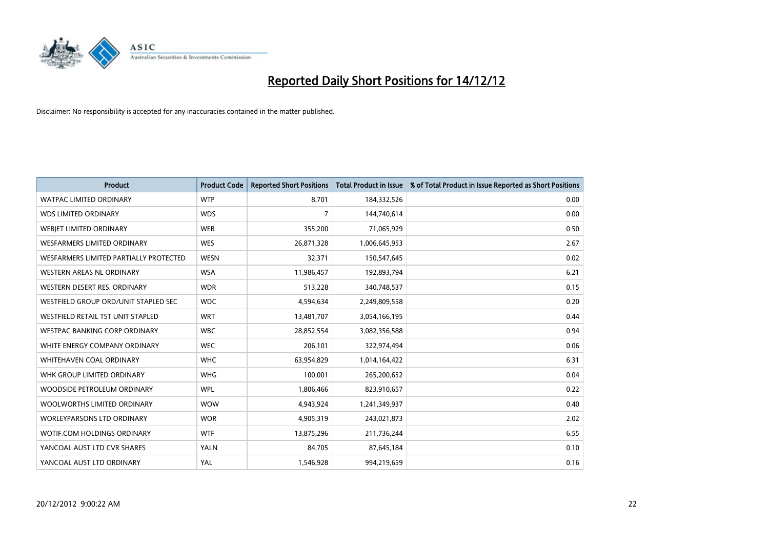# Reported Daily Short Positions for 14/12/12

Disclaimer: No responsibility is accepted for any inaccuracies contained in the matter published.

| Product | Product Code | Reported Short Positions | Total Product in Issue | % of Total Product in Issue Reported as Short Positions |
|---|---|---|---|---|
| WATPAC LIMITED ORDINARY | WTP | 8,701 | 184,332,526 | 0.00 |
| WDS LIMITED ORDINARY | WDS | 7 | 144,740,614 | 0.00 |
| WEBJET LIMITED ORDINARY | WEB | 355,200 | 71,065,929 | 0.50 |
| WESFARMERS LIMITED ORDINARY | WES | 26,871,328 | 1,006,645,953 | 2.67 |
| WESFARMERS LIMITED PARTIALLY PROTECTED | WESN | 32,371 | 150,547,645 | 0.02 |
| WESTERN AREAS NL ORDINARY | WSA | 11,986,457 | 192,893,794 | 6.21 |
| WESTERN DESERT RES. ORDINARY | WDR | 513,228 | 340,748,537 | 0.15 |
| WESTFIELD GROUP ORD/UNIT STAPLED SEC | WDC | 4,594,634 | 2,249,809,558 | 0.20 |
| WESTFIELD RETAIL TST UNIT STAPLED | WRT | 13,481,707 | 3,054,166,195 | 0.44 |
| WESTPAC BANKING CORP ORDINARY | WBC | 28,852,554 | 3,082,356,588 | 0.94 |
| WHITE ENERGY COMPANY ORDINARY | WEC | 206,101 | 322,974,494 | 0.06 |
| WHITEHAVEN COAL ORDINARY | WHC | 63,954,829 | 1,014,164,422 | 6.31 |
| WHK GROUP LIMITED ORDINARY | WHG | 100,001 | 265,200,652 | 0.04 |
| WOODSIDE PETROLEUM ORDINARY | WPL | 1,806,466 | 823,910,657 | 0.22 |
| WOOLWORTHS LIMITED ORDINARY | WOW | 4,943,924 | 1,241,349,937 | 0.40 |
| WORLEYPARSONS LTD ORDINARY | WOR | 4,905,319 | 243,021,873 | 2.02 |
| WOTIF.COM HOLDINGS ORDINARY | WTF | 13,875,296 | 211,736,244 | 6.55 |
| YANCOAL AUST LTD CVR SHARES | YALN | 84,705 | 87,645,184 | 0.10 |
| YANCOAL AUST LTD ORDINARY | YAL | 1,546,928 | 994,219,659 | 0.16 |

20/12/2012 9:00:22 AM